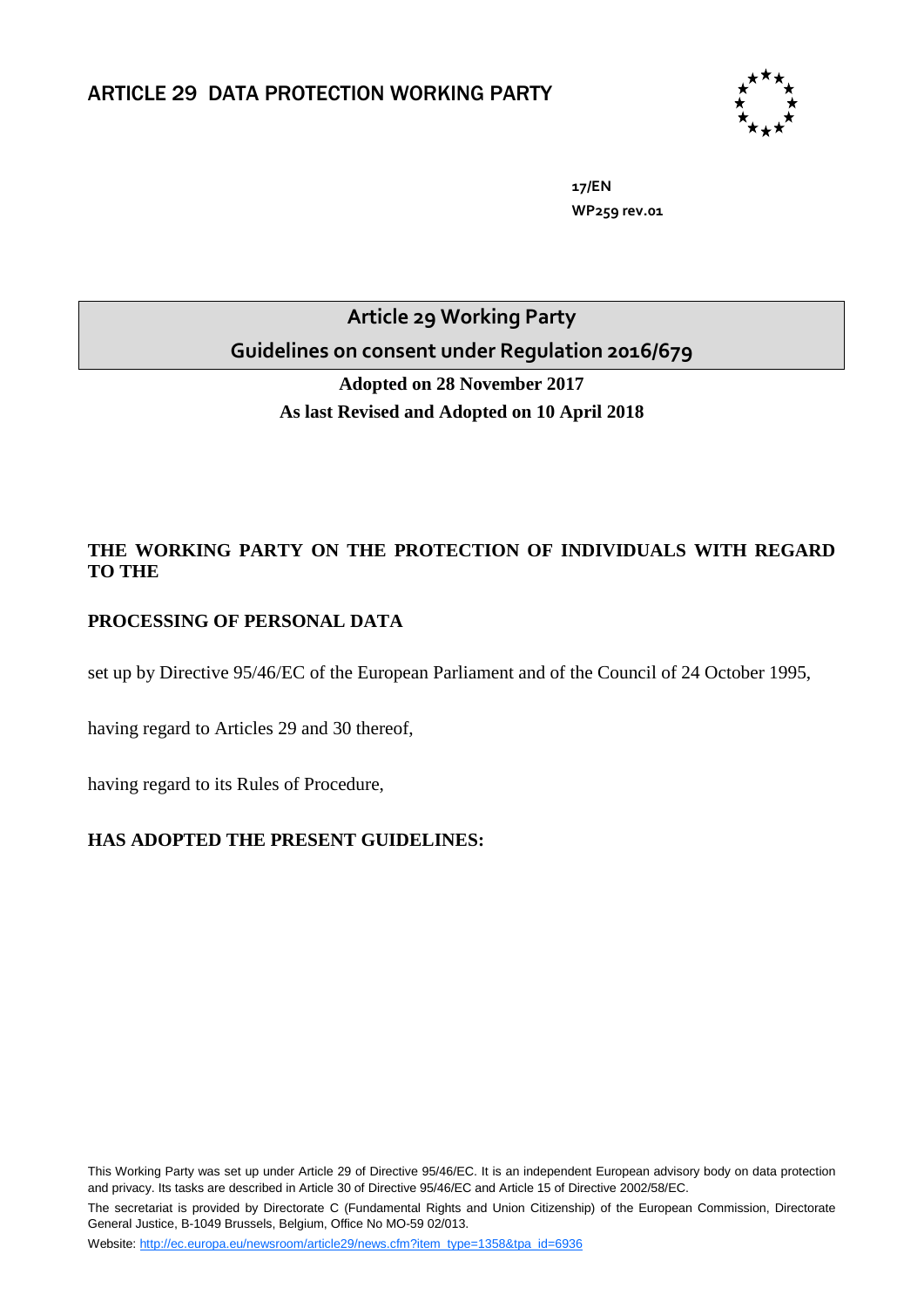# ARTICLE 29 DATA PROTECTION WORKING PARTY

**17/EN**

**WP259 rev.01**

## Article 29 Working Party

## Guidelines on consent under Regulation 2016/679

**Adopted on 28 November 2017**

**As last Revised and Adopted on 10 April 2018**

**THE WORKING PARTY ON THE PROTECTION OF INDIVIDUALS WITH REGARD TO THE**

**PROCESSING OF PERSONAL DATA**

set up by Directive 95/46/EC of the European Parliament and of the Council of 24 October 1995,

having regard to Articles 29 and 30 thereof,

having regard to its Rules of Procedure,

**HAS ADOPTED THE PRESENT GUIDELINES:**

This Working Party was set up under Article 29 of Directive 95/46/EC. It is an independent European advisory body on data protection and privacy. Its tasks are described in Article 30 of Directive 95/46/EC and Article 15 of Directive 2002/58/EC.

The secretariat is provided by Directorate C (Fundamental Rights and Union Citizenship) of the European Commission, Directorate General Justice, B-1049 Brussels, Belgium, Office No MO-59 02/013.

Website: http://ec.europa.eu/newsroom/article29/news.cfm?item_type=1358&tpa_id=6936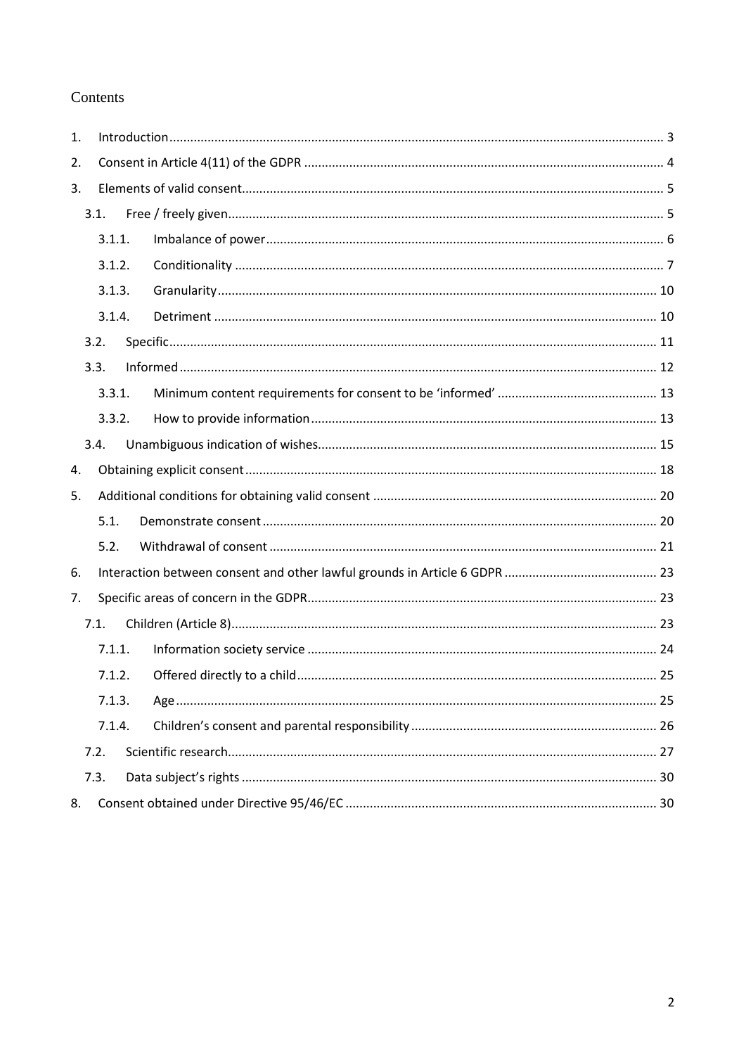# Contents

1. Introduction ........ 3
2. Consent in Article 4(11) of the GDPR ........ 4
3. Elements of valid consent ........ 5
   - 3.1. Free / freely given ........ 5
     - 3.1.1. Imbalance of power ........ 6
     - 3.1.2. Conditionality ........ 7
     - 3.1.3. Granularity ........ 10
     - 3.1.4. Detriment ........ 10
   - 3.2. Specific ........ 11
   - 3.3. Informed ........ 12
     - 3.3.1. Minimum content requirements for consent to be 'informed' ........ 13
     - 3.3.2. How to provide information ........ 13
   - 3.4. Unambiguous indication of wishes ........ 15
4. Obtaining explicit consent ........ 18
5. Additional conditions for obtaining valid consent ........ 20
   - 5.1. Demonstrate consent ........ 20
   - 5.2. Withdrawal of consent ........ 21
6. Interaction between consent and other lawful grounds in Article 6 GDPR ........ 23
7. Specific areas of concern in the GDPR ........ 23
   - 7.1. Children (Article 8) ........ 23
     - 7.1.1. Information society service ........ 24
     - 7.1.2. Offered directly to a child ........ 25
     - 7.1.3. Age ........ 25
     - 7.1.4. Children's consent and parental responsibility ........ 26
   - 7.2. Scientific research ........ 27
   - 7.3. Data subject's rights ........ 30
8. Consent obtained under Directive 95/46/EC ........ 30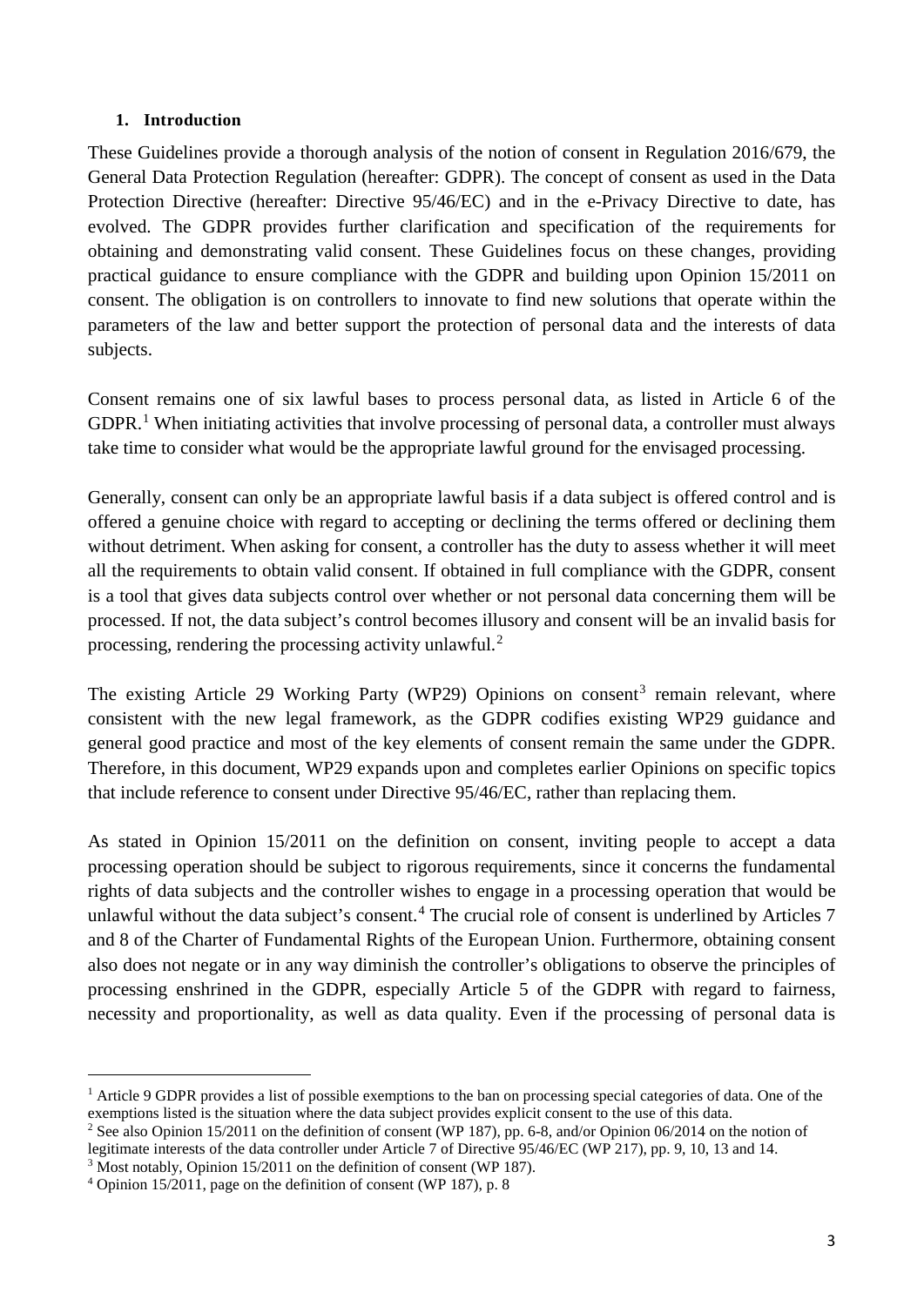## 1. Introduction

These Guidelines provide a thorough analysis of the notion of consent in Regulation 2016/679, the General Data Protection Regulation (hereafter: GDPR). The concept of consent as used in the Data Protection Directive (hereafter: Directive 95/46/EC) and in the e-Privacy Directive to date, has evolved. The GDPR provides further clarification and specification of the requirements for obtaining and demonstrating valid consent. These Guidelines focus on these changes, providing practical guidance to ensure compliance with the GDPR and building upon Opinion 15/2011 on consent. The obligation is on controllers to innovate to find new solutions that operate within the parameters of the law and better support the protection of personal data and the interests of data subjects.

Consent remains one of six lawful bases to process personal data, as listed in Article 6 of the GDPR.[1] When initiating activities that involve processing of personal data, a controller must always take time to consider what would be the appropriate lawful ground for the envisaged processing.

Generally, consent can only be an appropriate lawful basis if a data subject is offered control and is offered a genuine choice with regard to accepting or declining the terms offered or declining them without detriment. When asking for consent, a controller has the duty to assess whether it will meet all the requirements to obtain valid consent. If obtained in full compliance with the GDPR, consent is a tool that gives data subjects control over whether or not personal data concerning them will be processed. If not, the data subject's control becomes illusory and consent will be an invalid basis for processing, rendering the processing activity unlawful.[2]

The existing Article 29 Working Party (WP29) Opinions on consent[3] remain relevant, where consistent with the new legal framework, as the GDPR codifies existing WP29 guidance and general good practice and most of the key elements of consent remain the same under the GDPR. Therefore, in this document, WP29 expands upon and completes earlier Opinions on specific topics that include reference to consent under Directive 95/46/EC, rather than replacing them.

As stated in Opinion 15/2011 on the definition on consent, inviting people to accept a data processing operation should be subject to rigorous requirements, since it concerns the fundamental rights of data subjects and the controller wishes to engage in a processing operation that would be unlawful without the data subject's consent.[4] The crucial role of consent is underlined by Articles 7 and 8 of the Charter of Fundamental Rights of the European Union. Furthermore, obtaining consent also does not negate or in any way diminish the controller's obligations to observe the principles of processing enshrined in the GDPR, especially Article 5 of the GDPR with regard to fairness, necessity and proportionality, as well as data quality. Even if the processing of personal data is

---

[1] Article 9 GDPR provides a list of possible exemptions to the ban on processing special categories of data. One of the exemptions listed is the situation where the data subject provides explicit consent to the use of this data.

[2] See also Opinion 15/2011 on the definition of consent (WP 187), pp. 6-8, and/or Opinion 06/2014 on the notion of legitimate interests of the data controller under Article 7 of Directive 95/46/EC (WP 217), pp. 9, 10, 13 and 14.

[3] Most notably, Opinion 15/2011 on the definition of consent (WP 187).

[4] Opinion 15/2011, page on the definition of consent (WP 187), p. 8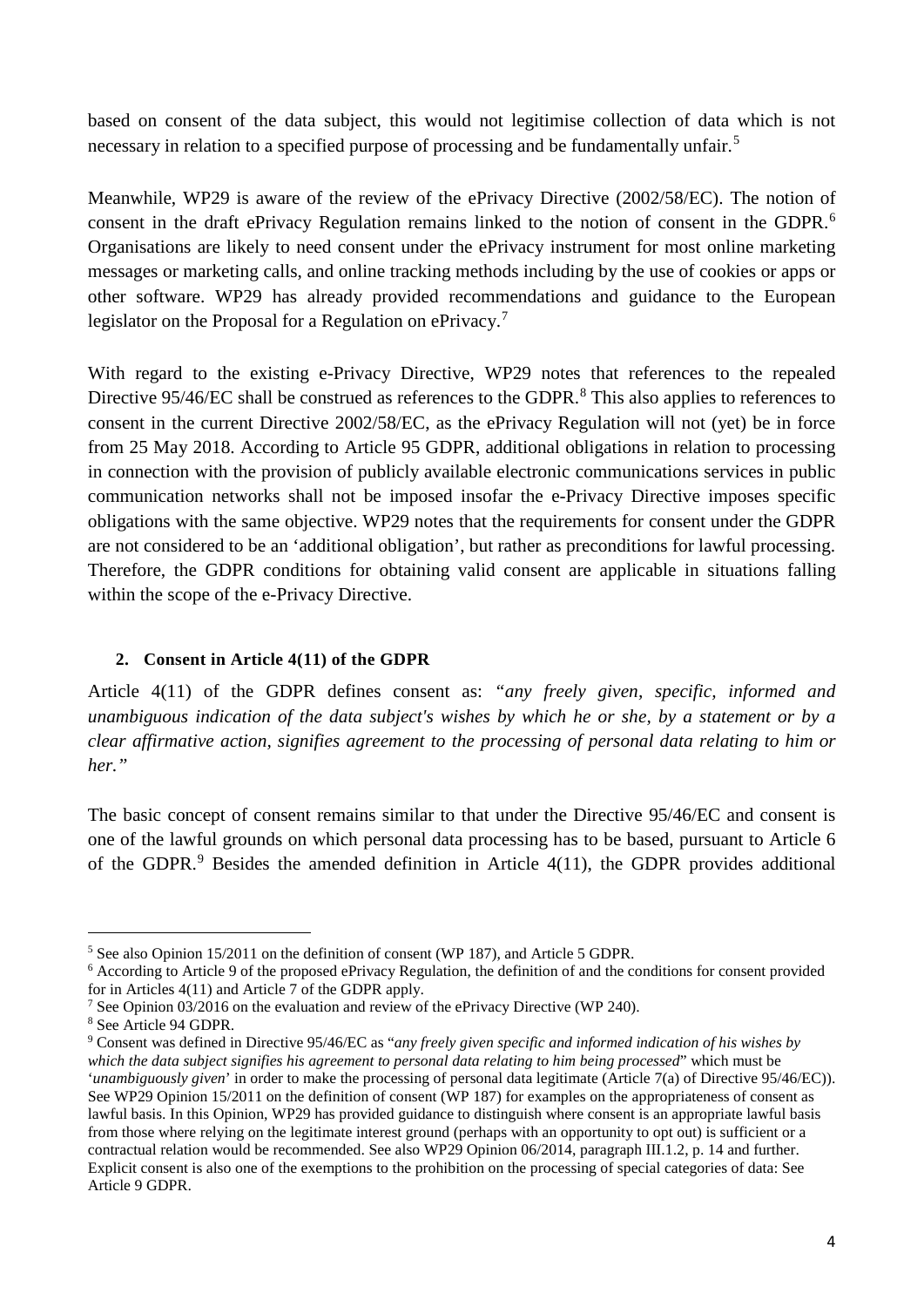based on consent of the data subject, this would not legitimise collection of data which is not necessary in relation to a specified purpose of processing and be fundamentally unfair.[5]

Meanwhile, WP29 is aware of the review of the ePrivacy Directive (2002/58/EC). The notion of consent in the draft ePrivacy Regulation remains linked to the notion of consent in the GDPR.[6] Organisations are likely to need consent under the ePrivacy instrument for most online marketing messages or marketing calls, and online tracking methods including by the use of cookies or apps or other software. WP29 has already provided recommendations and guidance to the European legislator on the Proposal for a Regulation on ePrivacy.[7]

With regard to the existing e-Privacy Directive, WP29 notes that references to the repealed Directive 95/46/EC shall be construed as references to the GDPR.[8] This also applies to references to consent in the current Directive 2002/58/EC, as the ePrivacy Regulation will not (yet) be in force from 25 May 2018. According to Article 95 GDPR, additional obligations in relation to processing in connection with the provision of publicly available electronic communications services in public communication networks shall not be imposed insofar the e-Privacy Directive imposes specific obligations with the same objective. WP29 notes that the requirements for consent under the GDPR are not considered to be an 'additional obligation', but rather as preconditions for lawful processing. Therefore, the GDPR conditions for obtaining valid consent are applicable in situations falling within the scope of the e-Privacy Directive.

## 2. Consent in Article 4(11) of the GDPR

Article 4(11) of the GDPR defines consent as: "*any freely given, specific, informed and unambiguous indication of the data subject's wishes by which he or she, by a statement or by a clear affirmative action, signifies agreement to the processing of personal data relating to him or her.*"

The basic concept of consent remains similar to that under the Directive 95/46/EC and consent is one of the lawful grounds on which personal data processing has to be based, pursuant to Article 6 of the GDPR.[9] Besides the amended definition in Article 4(11), the GDPR provides additional

---

[5] See also Opinion 15/2011 on the definition of consent (WP 187), and Article 5 GDPR.

[6] According to Article 9 of the proposed ePrivacy Regulation, the definition of and the conditions for consent provided for in Articles 4(11) and Article 7 of the GDPR apply.

[7] See Opinion 03/2016 on the evaluation and review of the ePrivacy Directive (WP 240).

[8] See Article 94 GDPR.

[9] Consent was defined in Directive 95/46/EC as "*any freely given specific and informed indication of his wishes by which the data subject signifies his agreement to personal data relating to him being processed*" which must be '*unambiguously given*' in order to make the processing of personal data legitimate (Article 7(a) of Directive 95/46/EC)). See WP29 Opinion 15/2011 on the definition of consent (WP 187) for examples on the appropriateness of consent as lawful basis. In this Opinion, WP29 has provided guidance to distinguish where consent is an appropriate lawful basis from those where relying on the legitimate interest ground (perhaps with an opportunity to opt out) is sufficient or a contractual relation would be recommended. See also WP29 Opinion 06/2014, paragraph III.1.2, p. 14 and further. Explicit consent is also one of the exemptions to the prohibition on the processing of special categories of data: See Article 9 GDPR.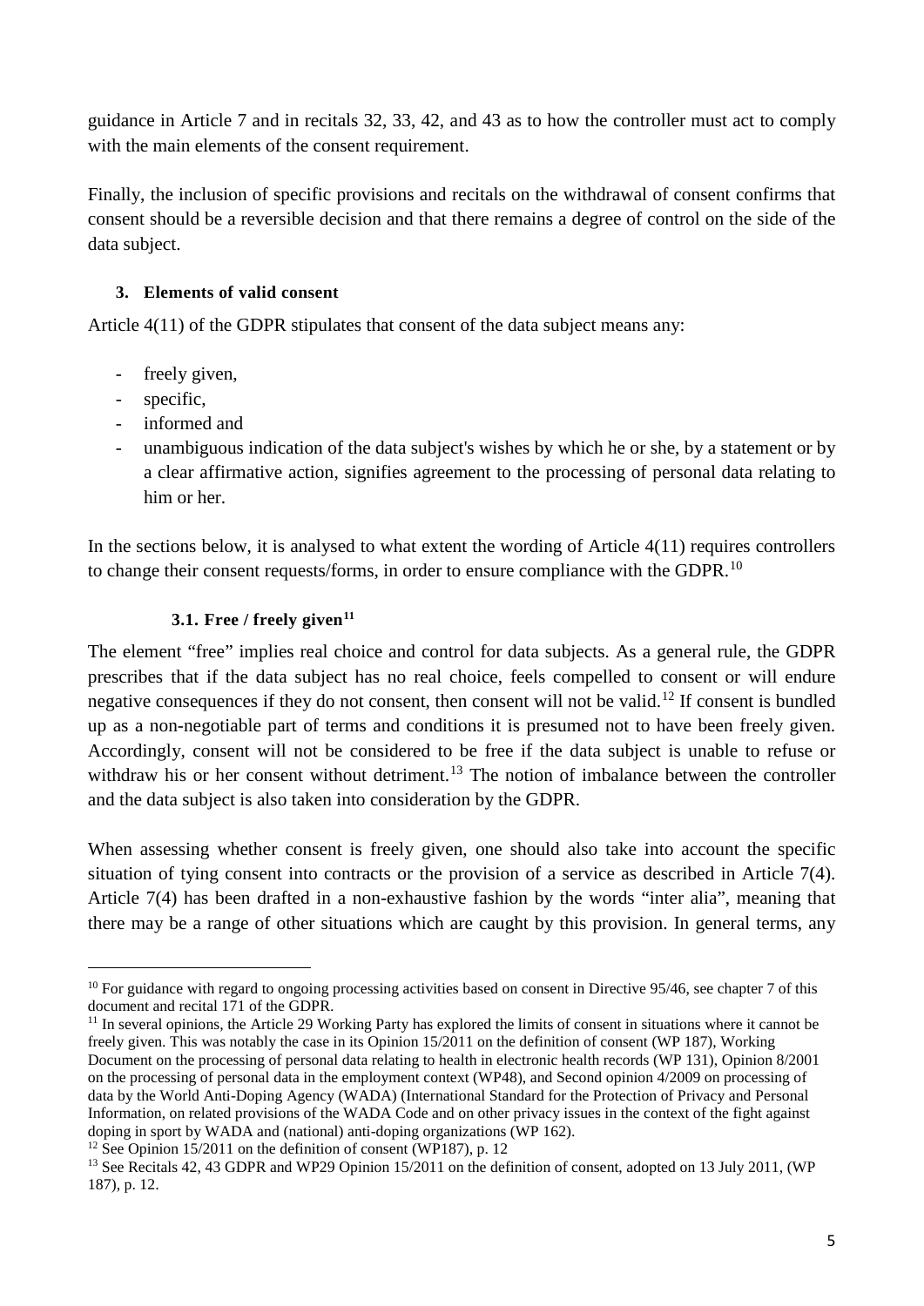guidance in Article 7 and in recitals 32, 33, 42, and 43 as to how the controller must act to comply with the main elements of the consent requirement.

Finally, the inclusion of specific provisions and recitals on the withdrawal of consent confirms that consent should be a reversible decision and that there remains a degree of control on the side of the data subject.

## 3. Elements of valid consent

Article 4(11) of the GDPR stipulates that consent of the data subject means any:

- freely given,
- specific,
- informed and
- unambiguous indication of the data subject's wishes by which he or she, by a statement or by a clear affirmative action, signifies agreement to the processing of personal data relating to him or her.

In the sections below, it is analysed to what extent the wording of Article 4(11) requires controllers to change their consent requests/forms, in order to ensure compliance with the GDPR.[10]

### 3.1. Free / freely given[11]

The element "free" implies real choice and control for data subjects. As a general rule, the GDPR prescribes that if the data subject has no real choice, feels compelled to consent or will endure negative consequences if they do not consent, then consent will not be valid.[12] If consent is bundled up as a non-negotiable part of terms and conditions it is presumed not to have been freely given. Accordingly, consent will not be considered to be free if the data subject is unable to refuse or withdraw his or her consent without detriment.[13] The notion of imbalance between the controller and the data subject is also taken into consideration by the GDPR.

When assessing whether consent is freely given, one should also take into account the specific situation of tying consent into contracts or the provision of a service as described in Article 7(4). Article 7(4) has been drafted in a non-exhaustive fashion by the words "inter alia", meaning that there may be a range of other situations which are caught by this provision. In general terms, any

---

[10] For guidance with regard to ongoing processing activities based on consent in Directive 95/46, see chapter 7 of this document and recital 171 of the GDPR.

[11] In several opinions, the Article 29 Working Party has explored the limits of consent in situations where it cannot be freely given. This was notably the case in its Opinion 15/2011 on the definition of consent (WP 187), Working Document on the processing of personal data relating to health in electronic health records (WP 131), Opinion 8/2001 on the processing of personal data in the employment context (WP48), and Second opinion 4/2009 on processing of data by the World Anti-Doping Agency (WADA) (International Standard for the Protection of Privacy and Personal Information, on related provisions of the WADA Code and on other privacy issues in the context of the fight against doping in sport by WADA and (national) anti-doping organizations (WP 162).

[12] See Opinion 15/2011 on the definition of consent (WP187), p. 12

[13] See Recitals 42, 43 GDPR and WP29 Opinion 15/2011 on the definition of consent, adopted on 13 July 2011, (WP 187), p. 12.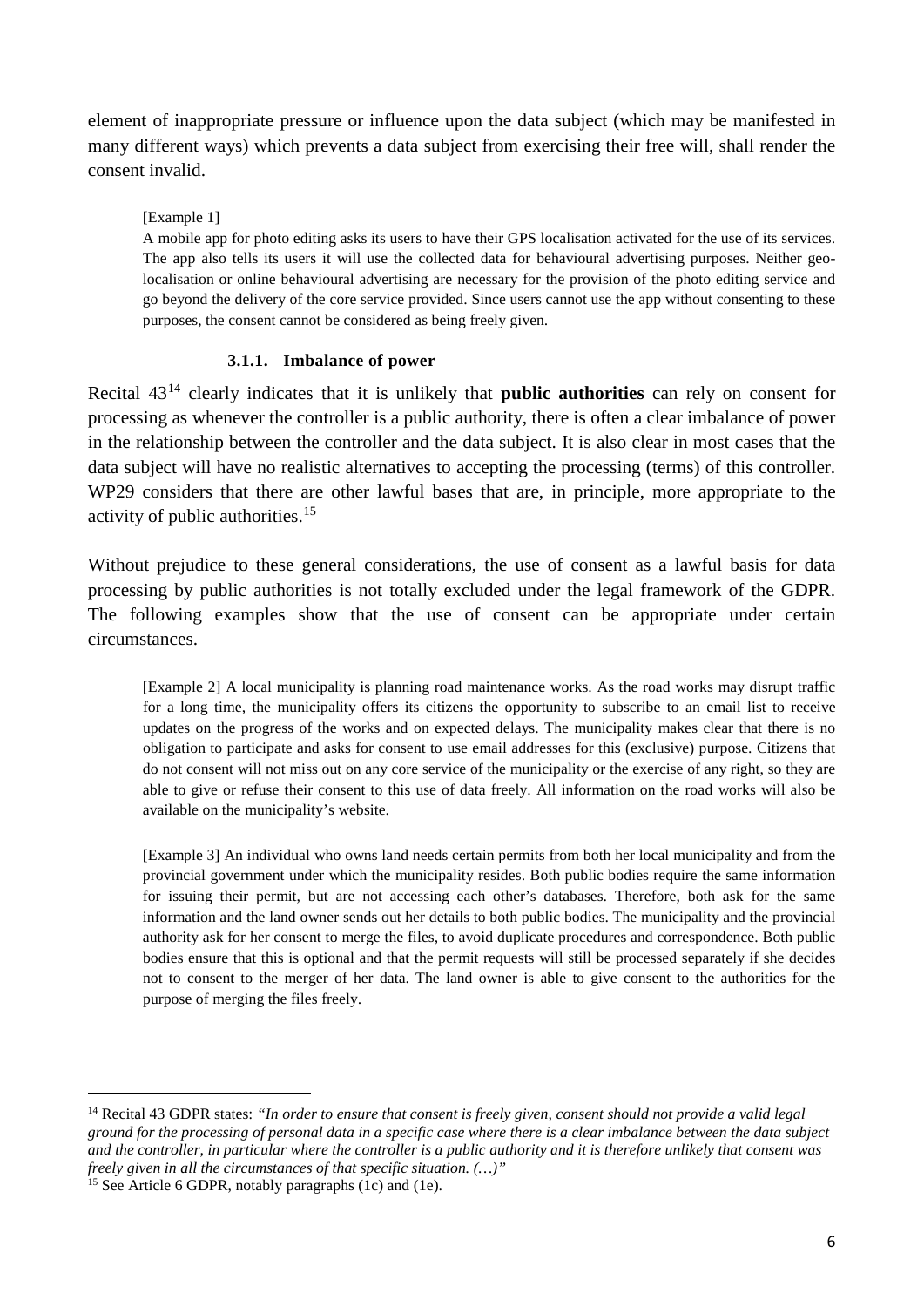element of inappropriate pressure or influence upon the data subject (which may be manifested in many different ways) which prevents a data subject from exercising their free will, shall render the consent invalid.

> [Example 1]
> A mobile app for photo editing asks its users to have their GPS localisation activated for the use of its services. The app also tells its users it will use the collected data for behavioural advertising purposes. Neither geo-localisation or online behavioural advertising are necessary for the provision of the photo editing service and go beyond the delivery of the core service provided. Since users cannot use the app without consenting to these purposes, the consent cannot be considered as being freely given.

#### 3.1.1. Imbalance of power

Recital 43[14] clearly indicates that it is unlikely that **public authorities** can rely on consent for processing as whenever the controller is a public authority, there is often a clear imbalance of power in the relationship between the controller and the data subject. It is also clear in most cases that the data subject will have no realistic alternatives to accepting the processing (terms) of this controller. WP29 considers that there are other lawful bases that are, in principle, more appropriate to the activity of public authorities.[15]

Without prejudice to these general considerations, the use of consent as a lawful basis for data processing by public authorities is not totally excluded under the legal framework of the GDPR. The following examples show that the use of consent can be appropriate under certain circumstances.

> [Example 2] A local municipality is planning road maintenance works. As the road works may disrupt traffic for a long time, the municipality offers its citizens the opportunity to subscribe to an email list to receive updates on the progress of the works and on expected delays. The municipality makes clear that there is no obligation to participate and asks for consent to use email addresses for this (exclusive) purpose. Citizens that do not consent will not miss out on any core service of the municipality or the exercise of any right, so they are able to give or refuse their consent to this use of data freely. All information on the road works will also be available on the municipality's website.

> [Example 3] An individual who owns land needs certain permits from both her local municipality and from the provincial government under which the municipality resides. Both public bodies require the same information for issuing their permit, but are not accessing each other's databases. Therefore, both ask for the same information and the land owner sends out her details to both public bodies. The municipality and the provincial authority ask for her consent to merge the files, to avoid duplicate procedures and correspondence. Both public bodies ensure that this is optional and that the permit requests will still be processed separately if she decides not to consent to the merger of her data. The land owner is able to give consent to the authorities for the purpose of merging the files freely.

---

[14] Recital 43 GDPR states: *"In order to ensure that consent is freely given, consent should not provide a valid legal ground for the processing of personal data in a specific case where there is a clear imbalance between the data subject and the controller, in particular where the controller is a public authority and it is therefore unlikely that consent was freely given in all the circumstances of that specific situation. (…)"*

[15] See Article 6 GDPR, notably paragraphs (1c) and (1e).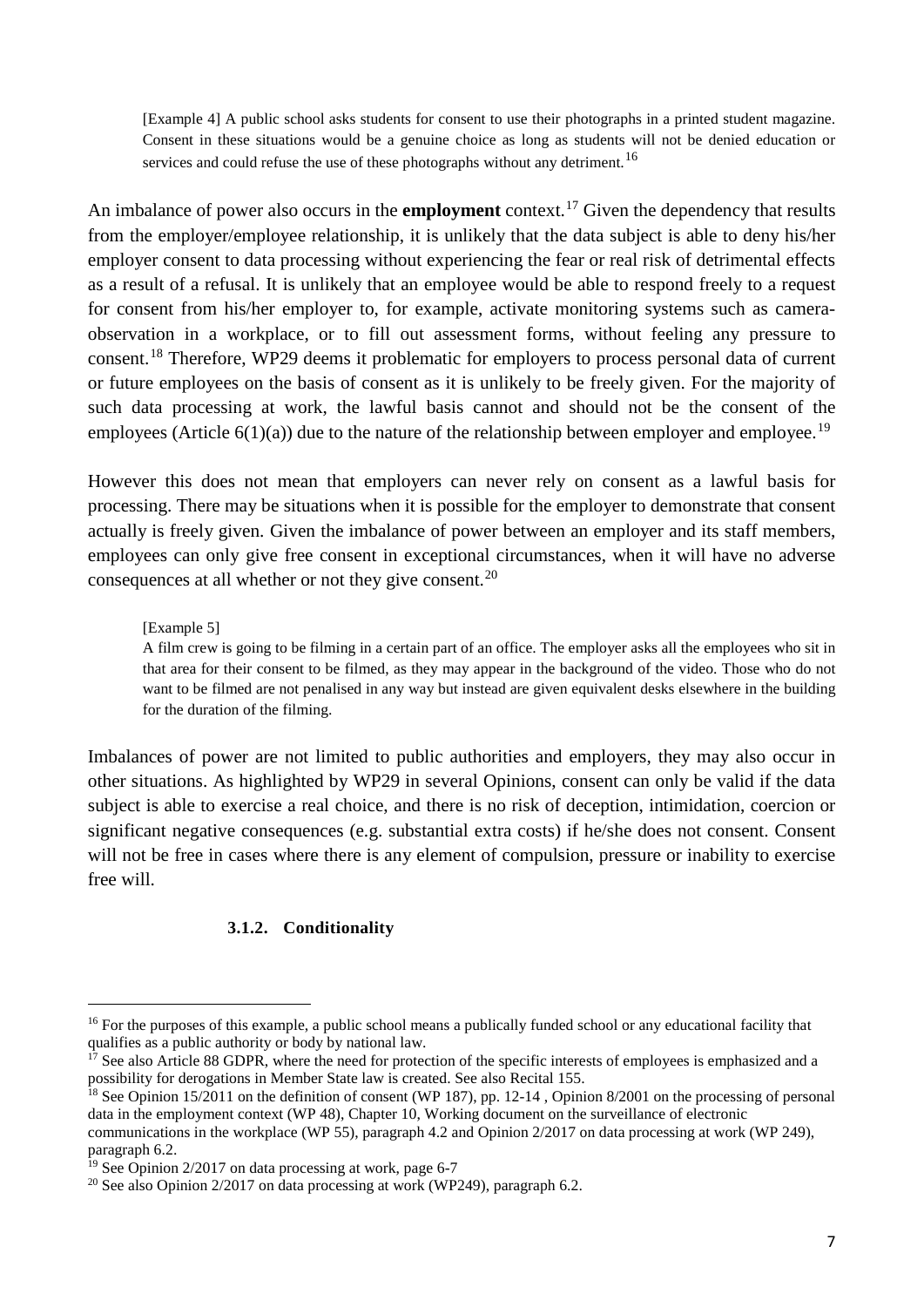[Example 4] A public school asks students for consent to use their photographs in a printed student magazine. Consent in these situations would be a genuine choice as long as students will not be denied education or services and could refuse the use of these photographs without any detriment.[16]

An imbalance of power also occurs in the **employment** context.[17] Given the dependency that results from the employer/employee relationship, it is unlikely that the data subject is able to deny his/her employer consent to data processing without experiencing the fear or real risk of detrimental effects as a result of a refusal. It is unlikely that an employee would be able to respond freely to a request for consent from his/her employer to, for example, activate monitoring systems such as camera-observation in a workplace, or to fill out assessment forms, without feeling any pressure to consent.[18] Therefore, WP29 deems it problematic for employers to process personal data of current or future employees on the basis of consent as it is unlikely to be freely given. For the majority of such data processing at work, the lawful basis cannot and should not be the consent of the employees (Article 6(1)(a)) due to the nature of the relationship between employer and employee.[19]

However this does not mean that employers can never rely on consent as a lawful basis for processing. There may be situations when it is possible for the employer to demonstrate that consent actually is freely given. Given the imbalance of power between an employer and its staff members, employees can only give free consent in exceptional circumstances, when it will have no adverse consequences at all whether or not they give consent.[20]

[Example 5]
A film crew is going to be filming in a certain part of an office. The employer asks all the employees who sit in that area for their consent to be filmed, as they may appear in the background of the video. Those who do not want to be filmed are not penalised in any way but instead are given equivalent desks elsewhere in the building for the duration of the filming.

Imbalances of power are not limited to public authorities and employers, they may also occur in other situations. As highlighted by WP29 in several Opinions, consent can only be valid if the data subject is able to exercise a real choice, and there is no risk of deception, intimidation, coercion or significant negative consequences (e.g. substantial extra costs) if he/she does not consent. Consent will not be free in cases where there is any element of compulsion, pressure or inability to exercise free will.

#### 3.1.2. Conditionality

---

[16] For the purposes of this example, a public school means a publically funded school or any educational facility that qualifies as a public authority or body by national law.

[17] See also Article 88 GDPR, where the need for protection of the specific interests of employees is emphasized and a possibility for derogations in Member State law is created. See also Recital 155.

[18] See Opinion 15/2011 on the definition of consent (WP 187), pp. 12-14 , Opinion 8/2001 on the processing of personal data in the employment context (WP 48), Chapter 10, Working document on the surveillance of electronic communications in the workplace (WP 55), paragraph 4.2 and Opinion 2/2017 on data processing at work (WP 249), paragraph 6.2.

[19] See Opinion 2/2017 on data processing at work, page 6-7

[20] See also Opinion 2/2017 on data processing at work (WP249), paragraph 6.2.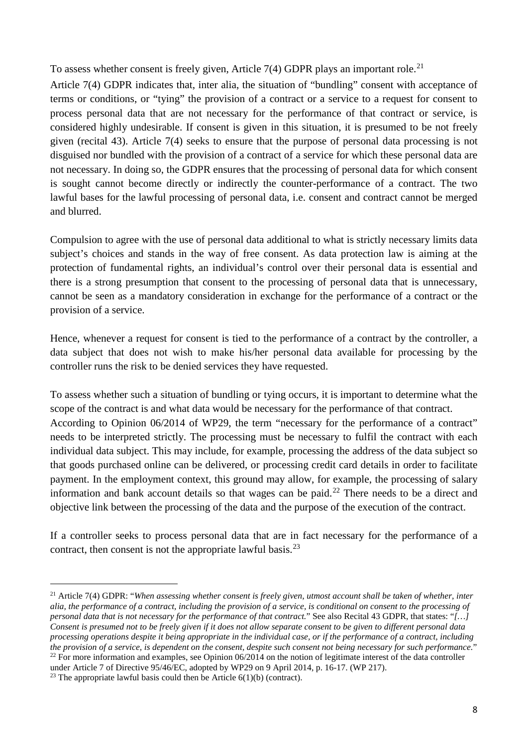To assess whether consent is freely given, Article 7(4) GDPR plays an important role.[21]

Article 7(4) GDPR indicates that, inter alia, the situation of "bundling" consent with acceptance of terms or conditions, or "tying" the provision of a contract or a service to a request for consent to process personal data that are not necessary for the performance of that contract or service, is considered highly undesirable. If consent is given in this situation, it is presumed to be not freely given (recital 43). Article 7(4) seeks to ensure that the purpose of personal data processing is not disguised nor bundled with the provision of a contract of a service for which these personal data are not necessary. In doing so, the GDPR ensures that the processing of personal data for which consent is sought cannot become directly or indirectly the counter-performance of a contract. The two lawful bases for the lawful processing of personal data, i.e. consent and contract cannot be merged and blurred.

Compulsion to agree with the use of personal data additional to what is strictly necessary limits data subject's choices and stands in the way of free consent. As data protection law is aiming at the protection of fundamental rights, an individual's control over their personal data is essential and there is a strong presumption that consent to the processing of personal data that is unnecessary, cannot be seen as a mandatory consideration in exchange for the performance of a contract or the provision of a service.

Hence, whenever a request for consent is tied to the performance of a contract by the controller, a data subject that does not wish to make his/her personal data available for processing by the controller runs the risk to be denied services they have requested.

To assess whether such a situation of bundling or tying occurs, it is important to determine what the scope of the contract is and what data would be necessary for the performance of that contract.
According to Opinion 06/2014 of WP29, the term "necessary for the performance of a contract" needs to be interpreted strictly. The processing must be necessary to fulfil the contract with each individual data subject. This may include, for example, processing the address of the data subject so that goods purchased online can be delivered, or processing credit card details in order to facilitate payment. In the employment context, this ground may allow, for example, the processing of salary information and bank account details so that wages can be paid.[22] There needs to be a direct and objective link between the processing of the data and the purpose of the execution of the contract.

If a controller seeks to process personal data that are in fact necessary for the performance of a contract, then consent is not the appropriate lawful basis.[23]

---

[21] Article 7(4) GDPR: "*When assessing whether consent is freely given, utmost account shall be taken of whether, inter alia, the performance of a contract, including the provision of a service, is conditional on consent to the processing of personal data that is not necessary for the performance of that contract.*" See also Recital 43 GDPR, that states: "*[…] Consent is presumed not to be freely given if it does not allow separate consent to be given to different personal data processing operations despite it being appropriate in the individual case, or if the performance of a contract, including the provision of a service, is dependent on the consent, despite such consent not being necessary for such performance.*"

[22] For more information and examples, see Opinion 06/2014 on the notion of legitimate interest of the data controller under Article 7 of Directive 95/46/EC, adopted by WP29 on 9 April 2014, p. 16-17. (WP 217).

[23] The appropriate lawful basis could then be Article 6(1)(b) (contract).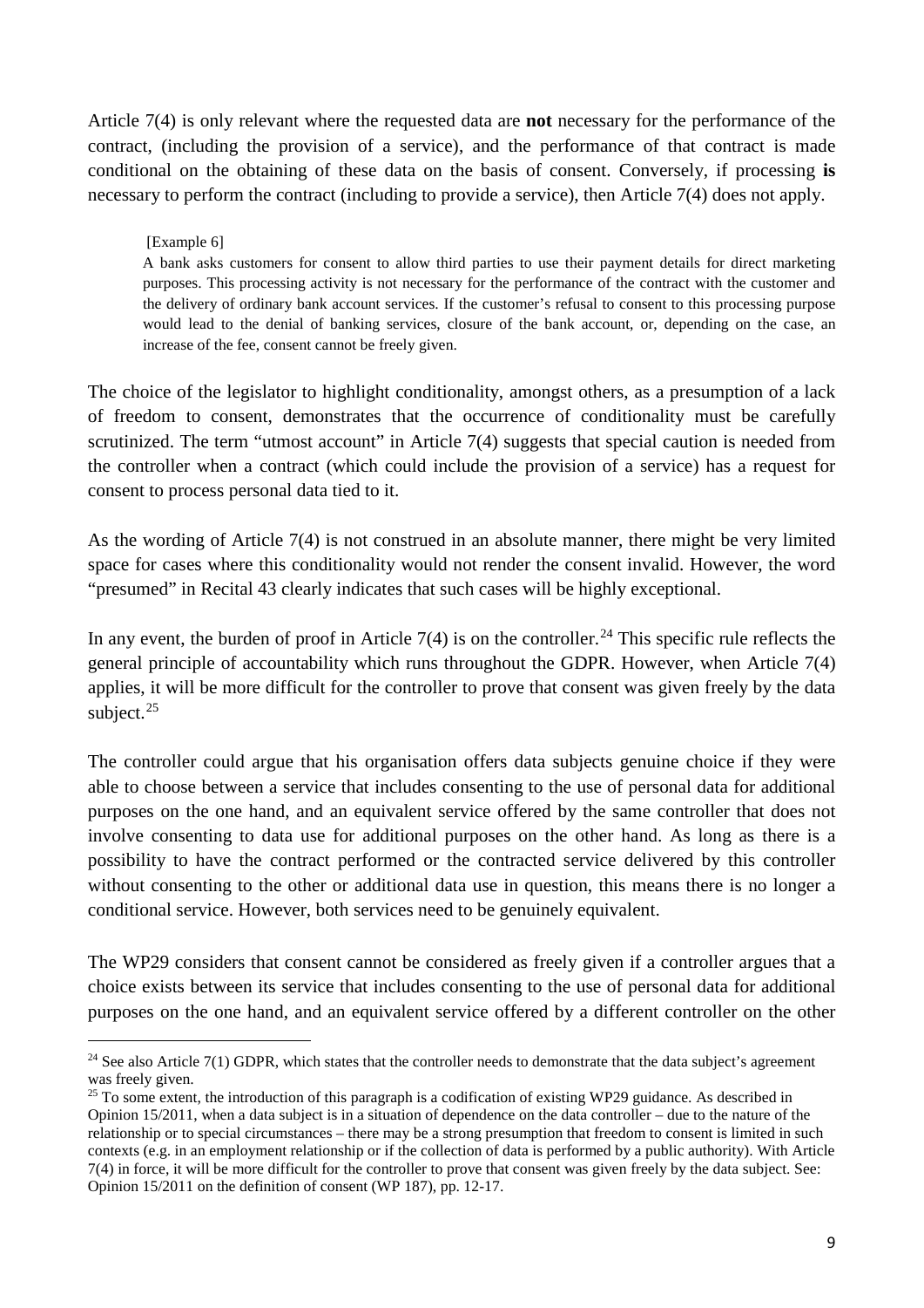Article 7(4) is only relevant where the requested data are **not** necessary for the performance of the contract, (including the provision of a service), and the performance of that contract is made conditional on the obtaining of these data on the basis of consent. Conversely, if processing **is** necessary to perform the contract (including to provide a service), then Article 7(4) does not apply.

> [Example 6]
> A bank asks customers for consent to allow third parties to use their payment details for direct marketing purposes. This processing activity is not necessary for the performance of the contract with the customer and the delivery of ordinary bank account services. If the customer's refusal to consent to this processing purpose would lead to the denial of banking services, closure of the bank account, or, depending on the case, an increase of the fee, consent cannot be freely given.

The choice of the legislator to highlight conditionality, amongst others, as a presumption of a lack of freedom to consent, demonstrates that the occurrence of conditionality must be carefully scrutinized. The term "utmost account" in Article 7(4) suggests that special caution is needed from the controller when a contract (which could include the provision of a service) has a request for consent to process personal data tied to it.

As the wording of Article 7(4) is not construed in an absolute manner, there might be very limited space for cases where this conditionality would not render the consent invalid. However, the word "presumed" in Recital 43 clearly indicates that such cases will be highly exceptional.

In any event, the burden of proof in Article 7(4) is on the controller.[24] This specific rule reflects the general principle of accountability which runs throughout the GDPR. However, when Article 7(4) applies, it will be more difficult for the controller to prove that consent was given freely by the data subject.[25]

The controller could argue that his organisation offers data subjects genuine choice if they were able to choose between a service that includes consenting to the use of personal data for additional purposes on the one hand, and an equivalent service offered by the same controller that does not involve consenting to data use for additional purposes on the other hand. As long as there is a possibility to have the contract performed or the contracted service delivered by this controller without consenting to the other or additional data use in question, this means there is no longer a conditional service. However, both services need to be genuinely equivalent.

The WP29 considers that consent cannot be considered as freely given if a controller argues that a choice exists between its service that includes consenting to the use of personal data for additional purposes on the one hand, and an equivalent service offered by a different controller on the other

---

[24] See also Article 7(1) GDPR, which states that the controller needs to demonstrate that the data subject's agreement was freely given.

[25] To some extent, the introduction of this paragraph is a codification of existing WP29 guidance. As described in Opinion 15/2011, when a data subject is in a situation of dependence on the data controller – due to the nature of the relationship or to special circumstances – there may be a strong presumption that freedom to consent is limited in such contexts (e.g. in an employment relationship or if the collection of data is performed by a public authority). With Article 7(4) in force, it will be more difficult for the controller to prove that consent was given freely by the data subject. See: Opinion 15/2011 on the definition of consent (WP 187), pp. 12-17.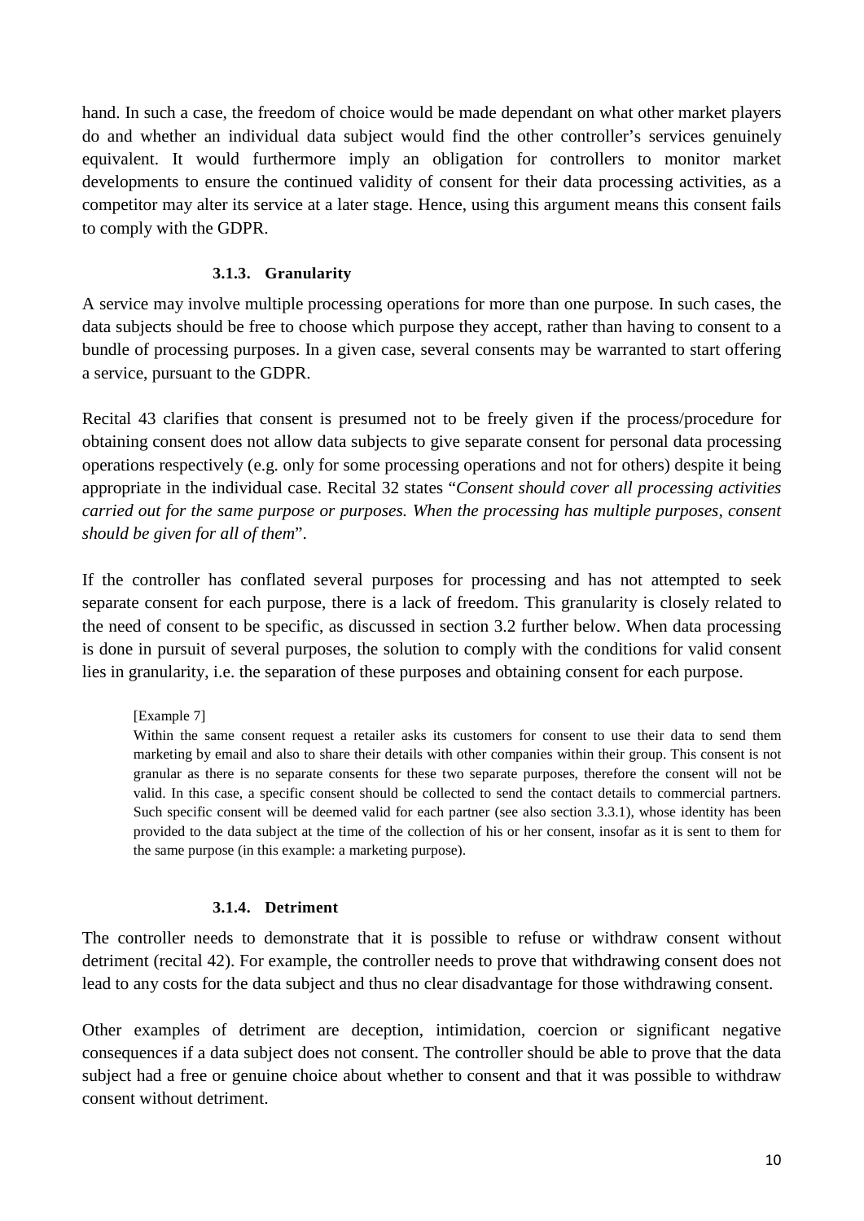hand. In such a case, the freedom of choice would be made dependant on what other market players do and whether an individual data subject would find the other controller's services genuinely equivalent. It would furthermore imply an obligation for controllers to monitor market developments to ensure the continued validity of consent for their data processing activities, as a competitor may alter its service at a later stage. Hence, using this argument means this consent fails to comply with the GDPR.

#### 3.1.3. Granularity

A service may involve multiple processing operations for more than one purpose. In such cases, the data subjects should be free to choose which purpose they accept, rather than having to consent to a bundle of processing purposes. In a given case, several consents may be warranted to start offering a service, pursuant to the GDPR.

Recital 43 clarifies that consent is presumed not to be freely given if the process/procedure for obtaining consent does not allow data subjects to give separate consent for personal data processing operations respectively (e.g. only for some processing operations and not for others) despite it being appropriate in the individual case. Recital 32 states "*Consent should cover all processing activities carried out for the same purpose or purposes. When the processing has multiple purposes, consent should be given for all of them*".

If the controller has conflated several purposes for processing and has not attempted to seek separate consent for each purpose, there is a lack of freedom. This granularity is closely related to the need of consent to be specific, as discussed in section 3.2 further below. When data processing is done in pursuit of several purposes, the solution to comply with the conditions for valid consent lies in granularity, i.e. the separation of these purposes and obtaining consent for each purpose.

> [Example 7]
>
> Within the same consent request a retailer asks its customers for consent to use their data to send them marketing by email and also to share their details with other companies within their group. This consent is not granular as there is no separate consents for these two separate purposes, therefore the consent will not be valid. In this case, a specific consent should be collected to send the contact details to commercial partners. Such specific consent will be deemed valid for each partner (see also section 3.3.1), whose identity has been provided to the data subject at the time of the collection of his or her consent, insofar as it is sent to them for the same purpose (in this example: a marketing purpose).

#### 3.1.4. Detriment

The controller needs to demonstrate that it is possible to refuse or withdraw consent without detriment (recital 42). For example, the controller needs to prove that withdrawing consent does not lead to any costs for the data subject and thus no clear disadvantage for those withdrawing consent.

Other examples of detriment are deception, intimidation, coercion or significant negative consequences if a data subject does not consent. The controller should be able to prove that the data subject had a free or genuine choice about whether to consent and that it was possible to withdraw consent without detriment.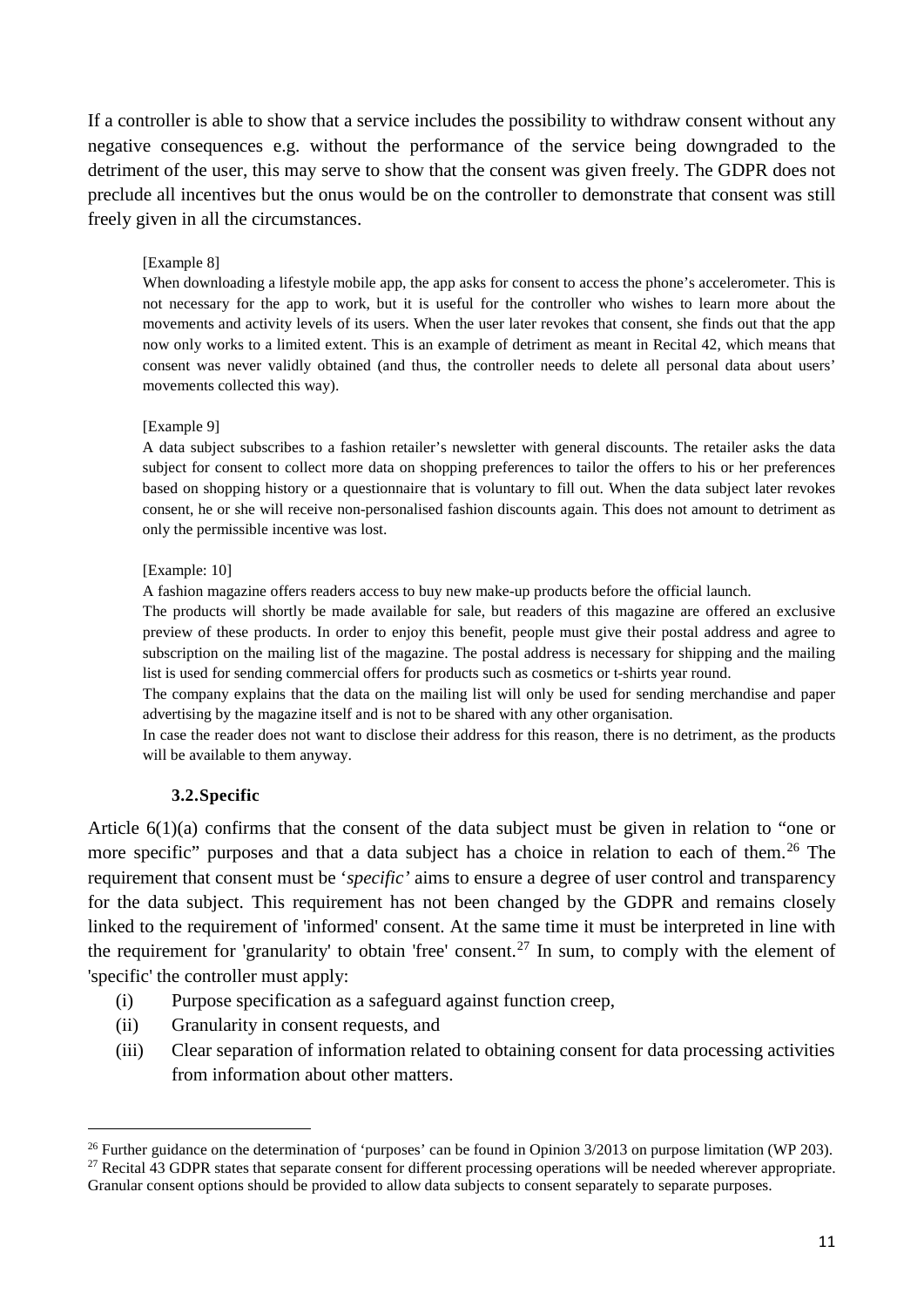If a controller is able to show that a service includes the possibility to withdraw consent without any negative consequences e.g. without the performance of the service being downgraded to the detriment of the user, this may serve to show that the consent was given freely. The GDPR does not preclude all incentives but the onus would be on the controller to demonstrate that consent was still freely given in all the circumstances.

> [Example 8]
>
> When downloading a lifestyle mobile app, the app asks for consent to access the phone's accelerometer. This is not necessary for the app to work, but it is useful for the controller who wishes to learn more about the movements and activity levels of its users. When the user later revokes that consent, she finds out that the app now only works to a limited extent. This is an example of detriment as meant in Recital 42, which means that consent was never validly obtained (and thus, the controller needs to delete all personal data about users' movements collected this way).

> [Example 9]
>
> A data subject subscribes to a fashion retailer's newsletter with general discounts. The retailer asks the data subject for consent to collect more data on shopping preferences to tailor the offers to his or her preferences based on shopping history or a questionnaire that is voluntary to fill out. When the data subject later revokes consent, he or she will receive non-personalised fashion discounts again. This does not amount to detriment as only the permissible incentive was lost.

> [Example: 10]
>
> A fashion magazine offers readers access to buy new make-up products before the official launch.
>
> The products will shortly be made available for sale, but readers of this magazine are offered an exclusive preview of these products. In order to enjoy this benefit, people must give their postal address and agree to subscription on the mailing list of the magazine. The postal address is necessary for shipping and the mailing list is used for sending commercial offers for products such as cosmetics or t-shirts year round.
>
> The company explains that the data on the mailing list will only be used for sending merchandise and paper advertising by the magazine itself and is not to be shared with any other organisation.
>
> In case the reader does not want to disclose their address for this reason, there is no detriment, as the products will be available to them anyway.

### 3.2. Specific

Article 6(1)(a) confirms that the consent of the data subject must be given in relation to "one or more specific" purposes and that a data subject has a choice in relation to each of them.[26] The requirement that consent must be '*specific'* aims to ensure a degree of user control and transparency for the data subject. This requirement has not been changed by the GDPR and remains closely linked to the requirement of 'informed' consent. At the same time it must be interpreted in line with the requirement for 'granularity' to obtain 'free' consent.[27] In sum, to comply with the element of 'specific' the controller must apply:

(i) Purpose specification as a safeguard against function creep,

(ii) Granularity in consent requests, and

(iii) Clear separation of information related to obtaining consent for data processing activities from information about other matters.

---

[26] Further guidance on the determination of 'purposes' can be found in Opinion 3/2013 on purpose limitation (WP 203).

[27] Recital 43 GDPR states that separate consent for different processing operations will be needed wherever appropriate. Granular consent options should be provided to allow data subjects to consent separately to separate purposes.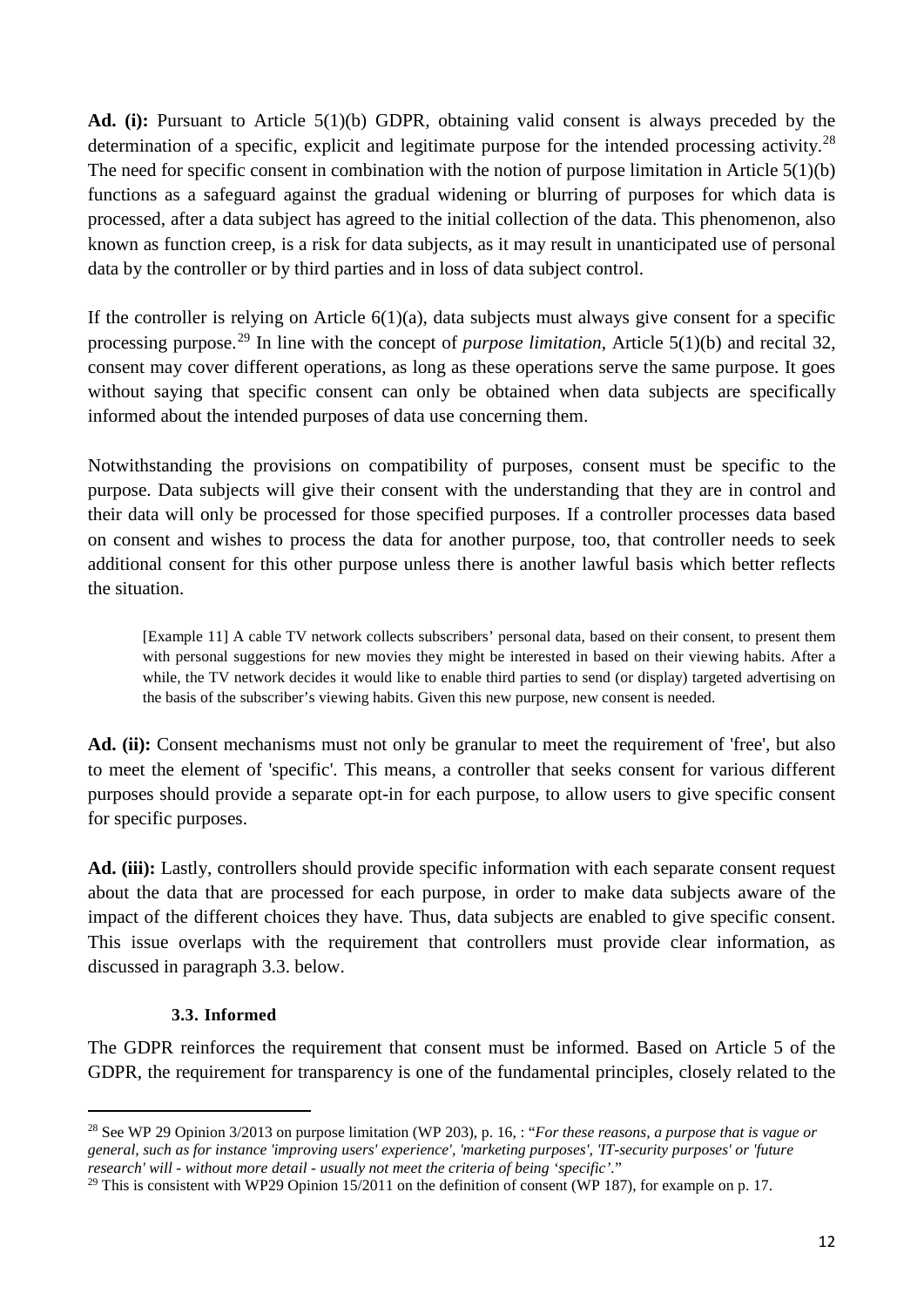**Ad. (i):** Pursuant to Article 5(1)(b) GDPR, obtaining valid consent is always preceded by the determination of a specific, explicit and legitimate purpose for the intended processing activity.[28] The need for specific consent in combination with the notion of purpose limitation in Article 5(1)(b) functions as a safeguard against the gradual widening or blurring of purposes for which data is processed, after a data subject has agreed to the initial collection of the data. This phenomenon, also known as function creep, is a risk for data subjects, as it may result in unanticipated use of personal data by the controller or by third parties and in loss of data subject control.

If the controller is relying on Article 6(1)(a), data subjects must always give consent for a specific processing purpose.[29] In line with the concept of *purpose limitation*, Article 5(1)(b) and recital 32, consent may cover different operations, as long as these operations serve the same purpose. It goes without saying that specific consent can only be obtained when data subjects are specifically informed about the intended purposes of data use concerning them.

Notwithstanding the provisions on compatibility of purposes, consent must be specific to the purpose. Data subjects will give their consent with the understanding that they are in control and their data will only be processed for those specified purposes. If a controller processes data based on consent and wishes to process the data for another purpose, too, that controller needs to seek additional consent for this other purpose unless there is another lawful basis which better reflects the situation.

> [Example 11] A cable TV network collects subscribers' personal data, based on their consent, to present them with personal suggestions for new movies they might be interested in based on their viewing habits. After a while, the TV network decides it would like to enable third parties to send (or display) targeted advertising on the basis of the subscriber's viewing habits. Given this new purpose, new consent is needed.

**Ad. (ii):** Consent mechanisms must not only be granular to meet the requirement of 'free', but also to meet the element of 'specific'. This means, a controller that seeks consent for various different purposes should provide a separate opt-in for each purpose, to allow users to give specific consent for specific purposes.

**Ad. (iii):** Lastly, controllers should provide specific information with each separate consent request about the data that are processed for each purpose, in order to make data subjects aware of the impact of the different choices they have. Thus, data subjects are enabled to give specific consent. This issue overlaps with the requirement that controllers must provide clear information, as discussed in paragraph 3.3. below.

### 3.3. Informed

The GDPR reinforces the requirement that consent must be informed. Based on Article 5 of the GDPR, the requirement for transparency is one of the fundamental principles, closely related to the

---

[28] See WP 29 Opinion 3/2013 on purpose limitation (WP 203), p. 16, : "*For these reasons, a purpose that is vague or general, such as for instance 'improving users' experience', 'marketing purposes', 'IT-security purposes' or 'future research' will - without more detail - usually not meet the criteria of being 'specific'.*"

[29] This is consistent with WP29 Opinion 15/2011 on the definition of consent (WP 187), for example on p. 17.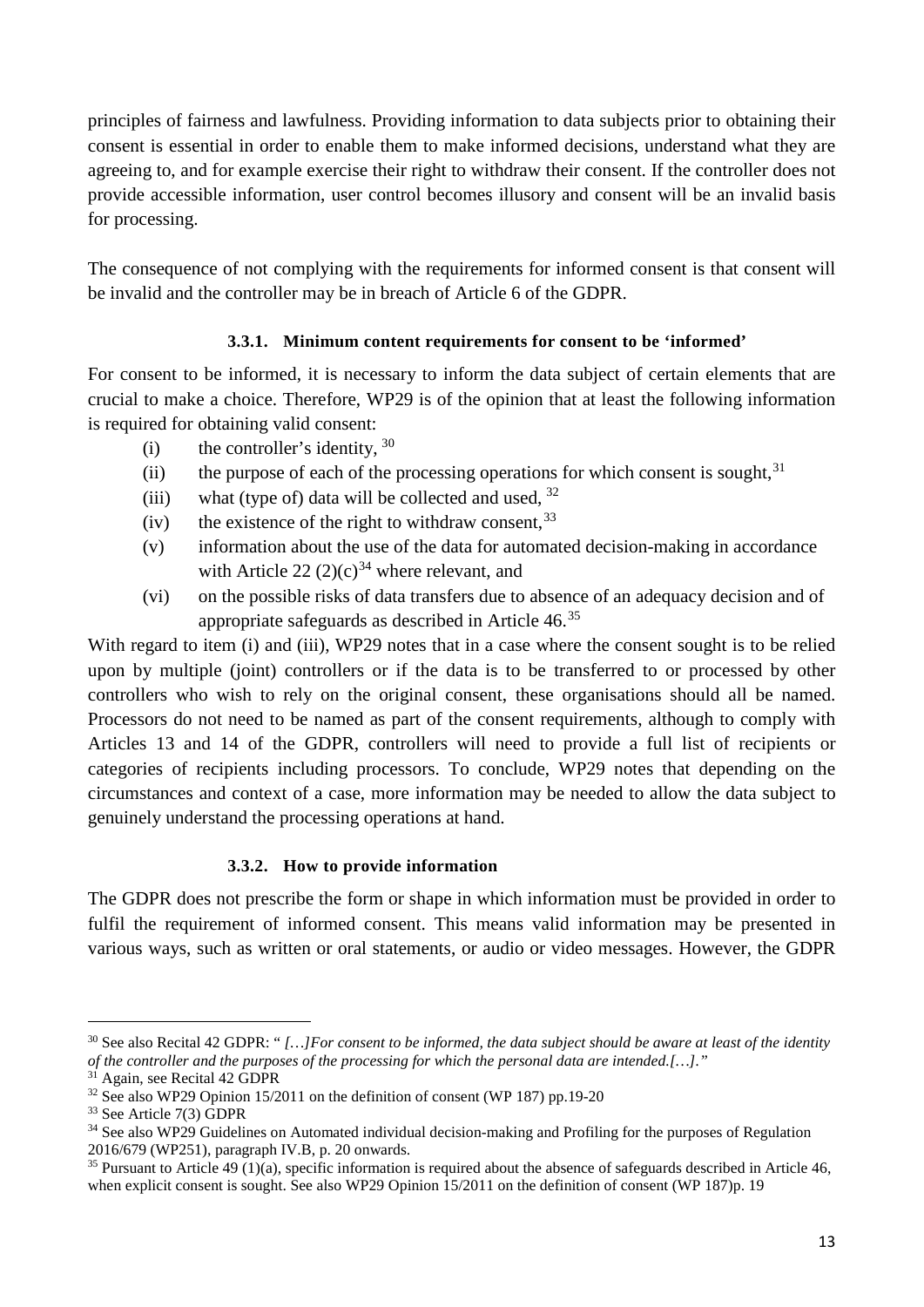principles of fairness and lawfulness. Providing information to data subjects prior to obtaining their consent is essential in order to enable them to make informed decisions, understand what they are agreeing to, and for example exercise their right to withdraw their consent. If the controller does not provide accessible information, user control becomes illusory and consent will be an invalid basis for processing.

The consequence of not complying with the requirements for informed consent is that consent will be invalid and the controller may be in breach of Article 6 of the GDPR.

### 3.3.1. Minimum content requirements for consent to be 'informed'

For consent to be informed, it is necessary to inform the data subject of certain elements that are crucial to make a choice. Therefore, WP29 is of the opinion that at least the following information is required for obtaining valid consent:

(i) the controller's identity, [30]

(ii) the purpose of each of the processing operations for which consent is sought,[31]

(iii) what (type of) data will be collected and used, [32]

(iv) the existence of the right to withdraw consent,[33]

(v) information about the use of the data for automated decision-making in accordance with Article 22 (2)(c)[34] where relevant, and

(vi) on the possible risks of data transfers due to absence of an adequacy decision and of appropriate safeguards as described in Article 46.[35]

With regard to item (i) and (iii), WP29 notes that in a case where the consent sought is to be relied upon by multiple (joint) controllers or if the data is to be transferred to or processed by other controllers who wish to rely on the original consent, these organisations should all be named. Processors do not need to be named as part of the consent requirements, although to comply with Articles 13 and 14 of the GDPR, controllers will need to provide a full list of recipients or categories of recipients including processors. To conclude, WP29 notes that depending on the circumstances and context of a case, more information may be needed to allow the data subject to genuinely understand the processing operations at hand.

### 3.3.2. How to provide information

The GDPR does not prescribe the form or shape in which information must be provided in order to fulfil the requirement of informed consent. This means valid information may be presented in various ways, such as written or oral statements, or audio or video messages. However, the GDPR

---

[30] See also Recital 42 GDPR: " *[…]For consent to be informed, the data subject should be aware at least of the identity of the controller and the purposes of the processing for which the personal data are intended.[…].*"

[31] Again, see Recital 42 GDPR

[32] See also WP29 Opinion 15/2011 on the definition of consent (WP 187) pp.19-20

[33] See Article 7(3) GDPR

[34] See also WP29 Guidelines on Automated individual decision-making and Profiling for the purposes of Regulation 2016/679 (WP251), paragraph IV.B, p. 20 onwards.

[35] Pursuant to Article 49 (1)(a), specific information is required about the absence of safeguards described in Article 46, when explicit consent is sought. See also WP29 Opinion 15/2011 on the definition of consent (WP 187)p. 19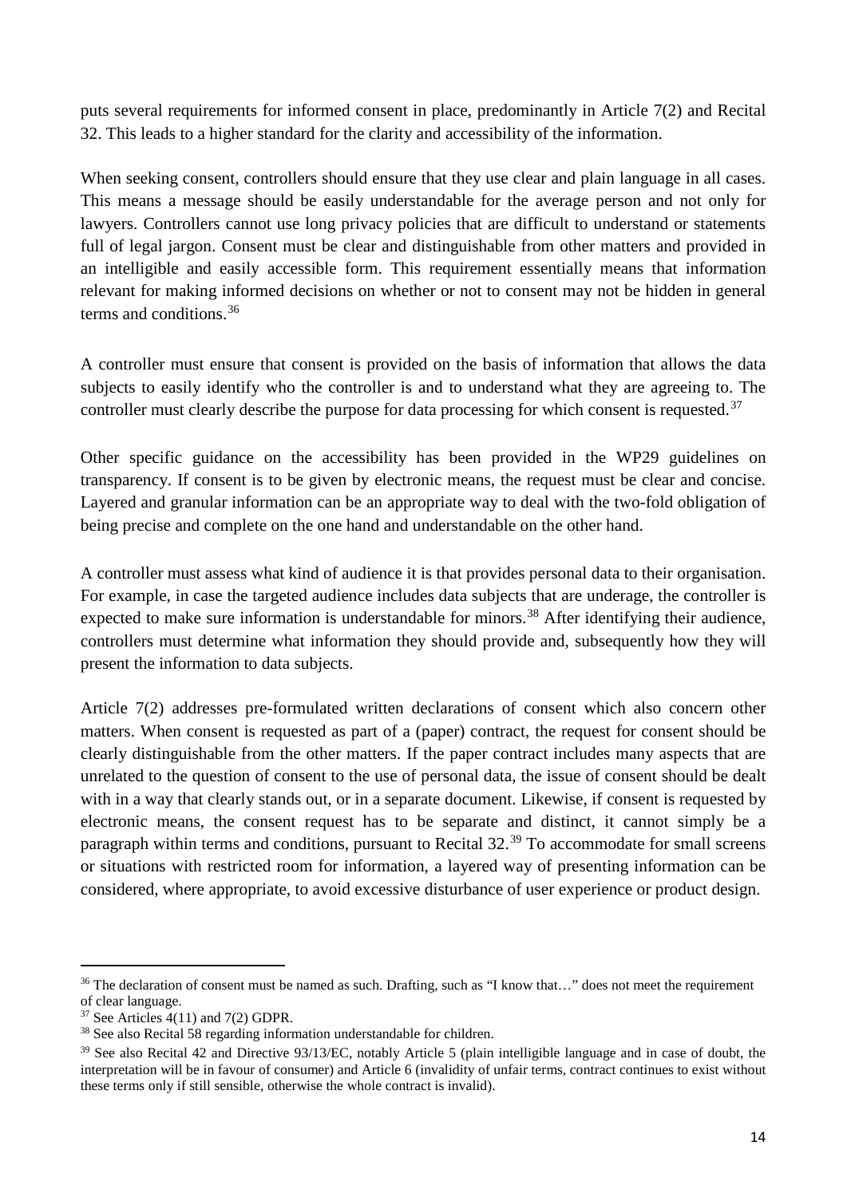puts several requirements for informed consent in place, predominantly in Article 7(2) and Recital 32. This leads to a higher standard for the clarity and accessibility of the information.

When seeking consent, controllers should ensure that they use clear and plain language in all cases. This means a message should be easily understandable for the average person and not only for lawyers. Controllers cannot use long privacy policies that are difficult to understand or statements full of legal jargon. Consent must be clear and distinguishable from other matters and provided in an intelligible and easily accessible form. This requirement essentially means that information relevant for making informed decisions on whether or not to consent may not be hidden in general terms and conditions.[36]

A controller must ensure that consent is provided on the basis of information that allows the data subjects to easily identify who the controller is and to understand what they are agreeing to. The controller must clearly describe the purpose for data processing for which consent is requested.[37]

Other specific guidance on the accessibility has been provided in the WP29 guidelines on transparency. If consent is to be given by electronic means, the request must be clear and concise. Layered and granular information can be an appropriate way to deal with the two-fold obligation of being precise and complete on the one hand and understandable on the other hand.

A controller must assess what kind of audience it is that provides personal data to their organisation. For example, in case the targeted audience includes data subjects that are underage, the controller is expected to make sure information is understandable for minors.[38] After identifying their audience, controllers must determine what information they should provide and, subsequently how they will present the information to data subjects.

Article 7(2) addresses pre-formulated written declarations of consent which also concern other matters. When consent is requested as part of a (paper) contract, the request for consent should be clearly distinguishable from the other matters. If the paper contract includes many aspects that are unrelated to the question of consent to the use of personal data, the issue of consent should be dealt with in a way that clearly stands out, or in a separate document. Likewise, if consent is requested by electronic means, the consent request has to be separate and distinct, it cannot simply be a paragraph within terms and conditions, pursuant to Recital 32.[39] To accommodate for small screens or situations with restricted room for information, a layered way of presenting information can be considered, where appropriate, to avoid excessive disturbance of user experience or product design.

---

[36] The declaration of consent must be named as such. Drafting, such as "I know that…" does not meet the requirement of clear language.

[37] See Articles 4(11) and 7(2) GDPR.

[38] See also Recital 58 regarding information understandable for children.

[39] See also Recital 42 and Directive 93/13/EC, notably Article 5 (plain intelligible language and in case of doubt, the interpretation will be in favour of consumer) and Article 6 (invalidity of unfair terms, contract continues to exist without these terms only if still sensible, otherwise the whole contract is invalid).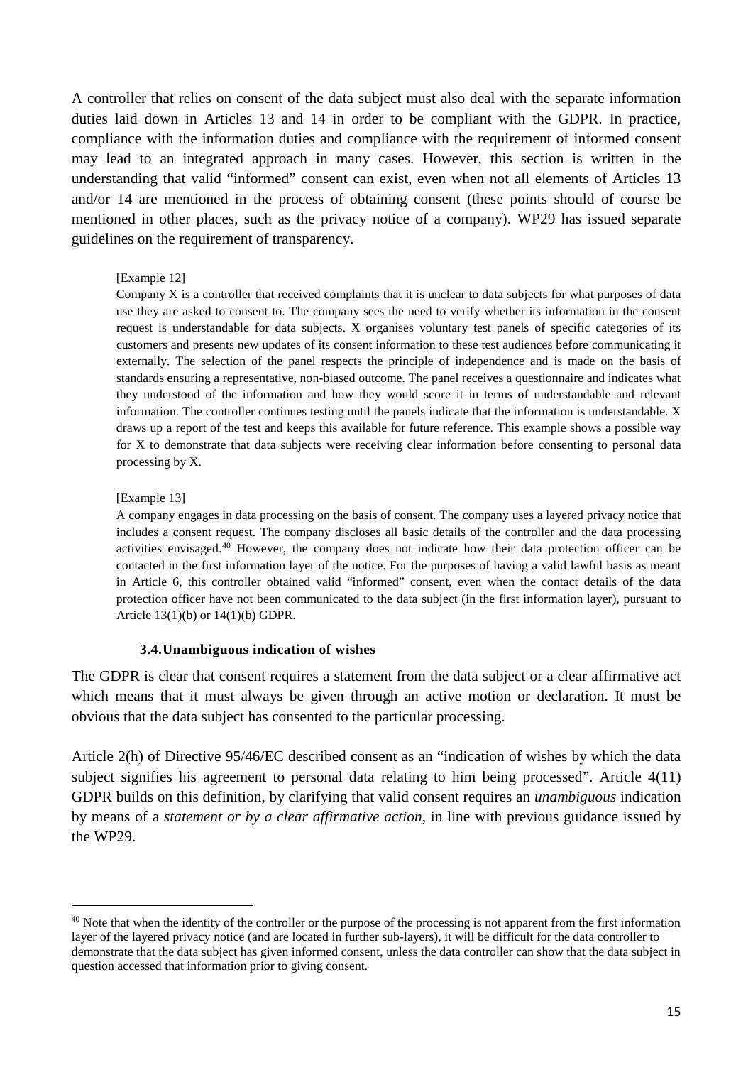A controller that relies on consent of the data subject must also deal with the separate information duties laid down in Articles 13 and 14 in order to be compliant with the GDPR. In practice, compliance with the information duties and compliance with the requirement of informed consent may lead to an integrated approach in many cases. However, this section is written in the understanding that valid "informed" consent can exist, even when not all elements of Articles 13 and/or 14 are mentioned in the process of obtaining consent (these points should of course be mentioned in other places, such as the privacy notice of a company). WP29 has issued separate guidelines on the requirement of transparency.

> [Example 12]
>
> Company X is a controller that received complaints that it is unclear to data subjects for what purposes of data use they are asked to consent to. The company sees the need to verify whether its information in the consent request is understandable for data subjects. X organises voluntary test panels of specific categories of its customers and presents new updates of its consent information to these test audiences before communicating it externally. The selection of the panel respects the principle of independence and is made on the basis of standards ensuring a representative, non-biased outcome. The panel receives a questionnaire and indicates what they understood of the information and how they would score it in terms of understandable and relevant information. The controller continues testing until the panels indicate that the information is understandable. X draws up a report of the test and keeps this available for future reference. This example shows a possible way for X to demonstrate that data subjects were receiving clear information before consenting to personal data processing by X.

> [Example 13]
>
> A company engages in data processing on the basis of consent. The company uses a layered privacy notice that includes a consent request. The company discloses all basic details of the controller and the data processing activities envisaged.[40] However, the company does not indicate how their data protection officer can be contacted in the first information layer of the notice. For the purposes of having a valid lawful basis as meant in Article 6, this controller obtained valid "informed" consent, even when the contact details of the data protection officer have not been communicated to the data subject (in the first information layer), pursuant to Article 13(1)(b) or 14(1)(b) GDPR.

### 3.4. Unambiguous indication of wishes

The GDPR is clear that consent requires a statement from the data subject or a clear affirmative act which means that it must always be given through an active motion or declaration. It must be obvious that the data subject has consented to the particular processing.

Article 2(h) of Directive 95/46/EC described consent as an "indication of wishes by which the data subject signifies his agreement to personal data relating to him being processed". Article 4(11) GDPR builds on this definition, by clarifying that valid consent requires an *unambiguous* indication by means of a *statement or by a clear affirmative action*, in line with previous guidance issued by the WP29.

---

[40] Note that when the identity of the controller or the purpose of the processing is not apparent from the first information layer of the layered privacy notice (and are located in further sub-layers), it will be difficult for the data controller to demonstrate that the data subject has given informed consent, unless the data controller can show that the data subject in question accessed that information prior to giving consent.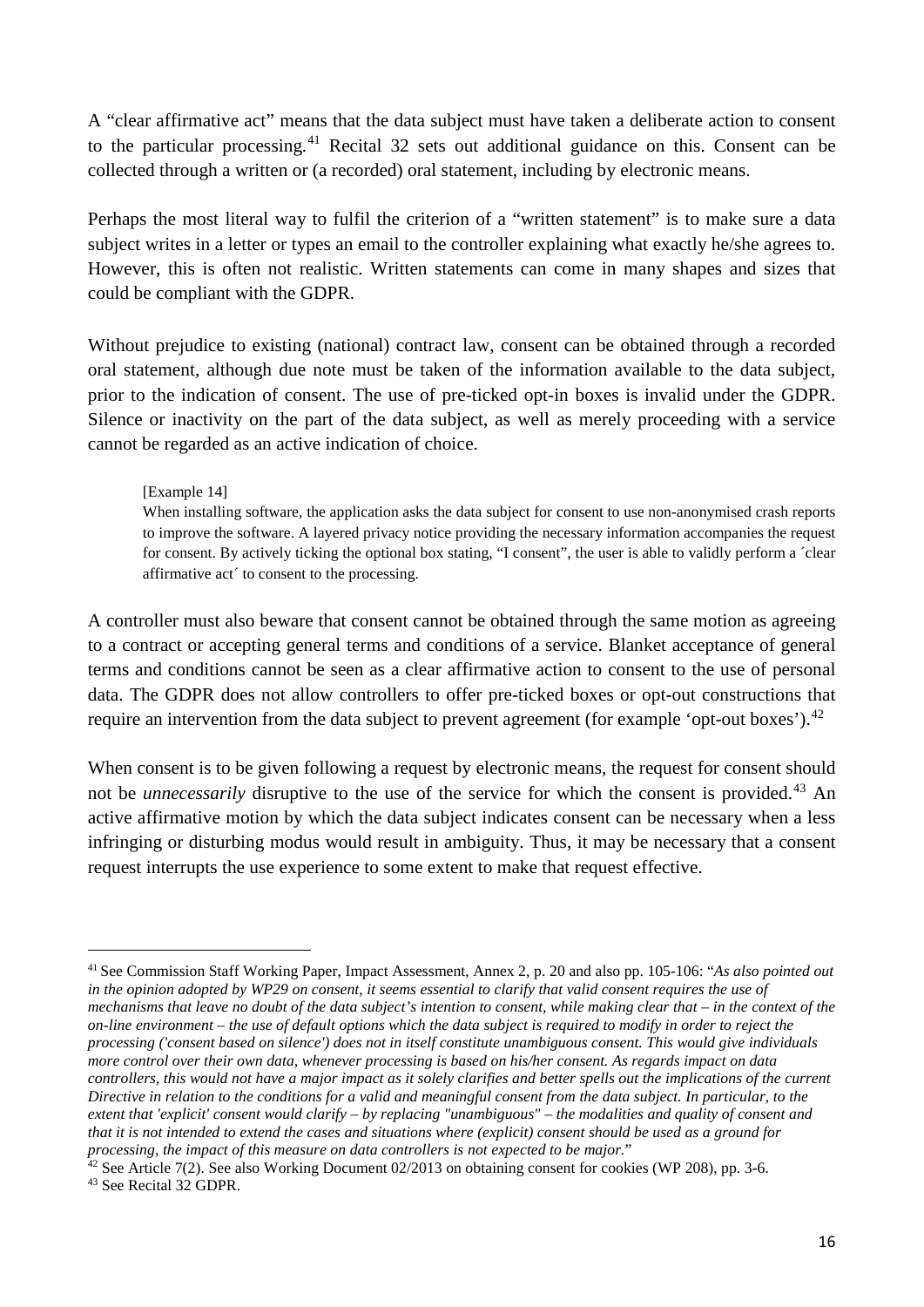A "clear affirmative act" means that the data subject must have taken a deliberate action to consent to the particular processing.[41] Recital 32 sets out additional guidance on this. Consent can be collected through a written or (a recorded) oral statement, including by electronic means.

Perhaps the most literal way to fulfil the criterion of a "written statement" is to make sure a data subject writes in a letter or types an email to the controller explaining what exactly he/she agrees to. However, this is often not realistic. Written statements can come in many shapes and sizes that could be compliant with the GDPR.

Without prejudice to existing (national) contract law, consent can be obtained through a recorded oral statement, although due note must be taken of the information available to the data subject, prior to the indication of consent. The use of pre-ticked opt-in boxes is invalid under the GDPR. Silence or inactivity on the part of the data subject, as well as merely proceeding with a service cannot be regarded as an active indication of choice.

> [Example 14]
> When installing software, the application asks the data subject for consent to use non-anonymised crash reports to improve the software. A layered privacy notice providing the necessary information accompanies the request for consent. By actively ticking the optional box stating, "I consent", the user is able to validly perform a ´clear affirmative act´ to consent to the processing.

A controller must also beware that consent cannot be obtained through the same motion as agreeing to a contract or accepting general terms and conditions of a service. Blanket acceptance of general terms and conditions cannot be seen as a clear affirmative action to consent to the use of personal data. The GDPR does not allow controllers to offer pre-ticked boxes or opt-out constructions that require an intervention from the data subject to prevent agreement (for example 'opt-out boxes').[42]

When consent is to be given following a request by electronic means, the request for consent should not be *unnecessarily* disruptive to the use of the service for which the consent is provided.[43] An active affirmative motion by which the data subject indicates consent can be necessary when a less infringing or disturbing modus would result in ambiguity. Thus, it may be necessary that a consent request interrupts the use experience to some extent to make that request effective.

---

[41] See Commission Staff Working Paper, Impact Assessment, Annex 2, p. 20 and also pp. 105-106: "*As also pointed out in the opinion adopted by WP29 on consent, it seems essential to clarify that valid consent requires the use of mechanisms that leave no doubt of the data subject's intention to consent, while making clear that – in the context of the on-line environment – the use of default options which the data subject is required to modify in order to reject the processing ('consent based on silence') does not in itself constitute unambiguous consent. This would give individuals more control over their own data, whenever processing is based on his/her consent. As regards impact on data controllers, this would not have a major impact as it solely clarifies and better spells out the implications of the current Directive in relation to the conditions for a valid and meaningful consent from the data subject. In particular, to the extent that 'explicit' consent would clarify – by replacing "unambiguous" – the modalities and quality of consent and that it is not intended to extend the cases and situations where (explicit) consent should be used as a ground for processing, the impact of this measure on data controllers is not expected to be major.*"

[42] See Article 7(2). See also Working Document 02/2013 on obtaining consent for cookies (WP 208), pp. 3-6.

[43] See Recital 32 GDPR.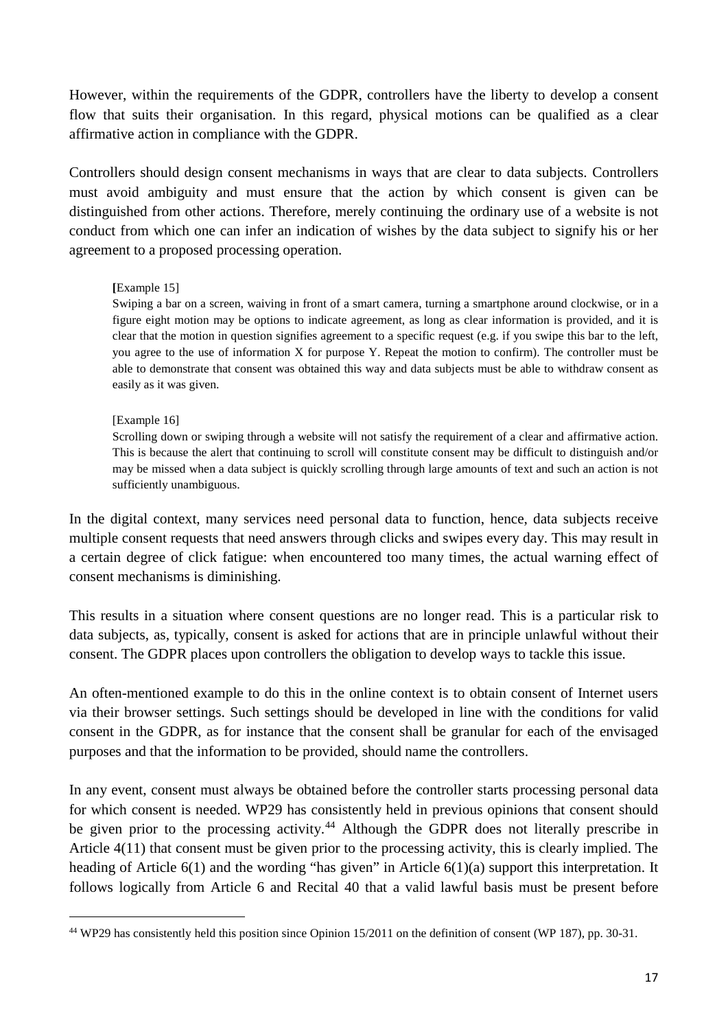However, within the requirements of the GDPR, controllers have the liberty to develop a consent flow that suits their organisation. In this regard, physical motions can be qualified as a clear affirmative action in compliance with the GDPR.

Controllers should design consent mechanisms in ways that are clear to data subjects. Controllers must avoid ambiguity and must ensure that the action by which consent is given can be distinguished from other actions. Therefore, merely continuing the ordinary use of a website is not conduct from which one can infer an indication of wishes by the data subject to signify his or her agreement to a proposed processing operation.

> **[**Example 15]
> Swiping a bar on a screen, waiving in front of a smart camera, turning a smartphone around clockwise, or in a figure eight motion may be options to indicate agreement, as long as clear information is provided, and it is clear that the motion in question signifies agreement to a specific request (e.g. if you swipe this bar to the left, you agree to the use of information X for purpose Y. Repeat the motion to confirm). The controller must be able to demonstrate that consent was obtained this way and data subjects must be able to withdraw consent as easily as it was given.

> [Example 16]
> Scrolling down or swiping through a website will not satisfy the requirement of a clear and affirmative action. This is because the alert that continuing to scroll will constitute consent may be difficult to distinguish and/or may be missed when a data subject is quickly scrolling through large amounts of text and such an action is not sufficiently unambiguous.

In the digital context, many services need personal data to function, hence, data subjects receive multiple consent requests that need answers through clicks and swipes every day. This may result in a certain degree of click fatigue: when encountered too many times, the actual warning effect of consent mechanisms is diminishing.

This results in a situation where consent questions are no longer read. This is a particular risk to data subjects, as, typically, consent is asked for actions that are in principle unlawful without their consent. The GDPR places upon controllers the obligation to develop ways to tackle this issue.

An often-mentioned example to do this in the online context is to obtain consent of Internet users via their browser settings. Such settings should be developed in line with the conditions for valid consent in the GDPR, as for instance that the consent shall be granular for each of the envisaged purposes and that the information to be provided, should name the controllers.

In any event, consent must always be obtained before the controller starts processing personal data for which consent is needed. WP29 has consistently held in previous opinions that consent should be given prior to the processing activity.[44] Although the GDPR does not literally prescribe in Article 4(11) that consent must be given prior to the processing activity, this is clearly implied. The heading of Article 6(1) and the wording "has given" in Article 6(1)(a) support this interpretation. It follows logically from Article 6 and Recital 40 that a valid lawful basis must be present before

[44] WP29 has consistently held this position since Opinion 15/2011 on the definition of consent (WP 187), pp. 30-31.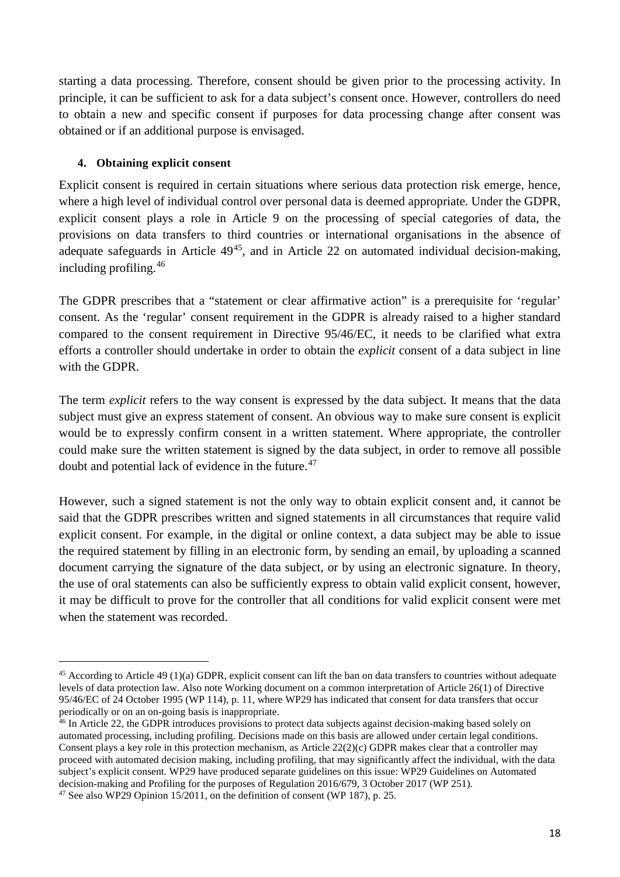starting a data processing. Therefore, consent should be given prior to the processing activity. In principle, it can be sufficient to ask for a data subject's consent once. However, controllers do need to obtain a new and specific consent if purposes for data processing change after consent was obtained or if an additional purpose is envisaged.

#### 4. Obtaining explicit consent

Explicit consent is required in certain situations where serious data protection risk emerge, hence, where a high level of individual control over personal data is deemed appropriate. Under the GDPR, explicit consent plays a role in Article 9 on the processing of special categories of data, the provisions on data transfers to third countries or international organisations in the absence of adequate safeguards in Article 49[45], and in Article 22 on automated individual decision-making, including profiling.[46]

The GDPR prescribes that a "statement or clear affirmative action" is a prerequisite for 'regular' consent. As the 'regular' consent requirement in the GDPR is already raised to a higher standard compared to the consent requirement in Directive 95/46/EC, it needs to be clarified what extra efforts a controller should undertake in order to obtain the *explicit* consent of a data subject in line with the GDPR.

The term *explicit* refers to the way consent is expressed by the data subject. It means that the data subject must give an express statement of consent. An obvious way to make sure consent is explicit would be to expressly confirm consent in a written statement. Where appropriate, the controller could make sure the written statement is signed by the data subject, in order to remove all possible doubt and potential lack of evidence in the future.[47]

However, such a signed statement is not the only way to obtain explicit consent and, it cannot be said that the GDPR prescribes written and signed statements in all circumstances that require valid explicit consent. For example, in the digital or online context, a data subject may be able to issue the required statement by filling in an electronic form, by sending an email, by uploading a scanned document carrying the signature of the data subject, or by using an electronic signature. In theory, the use of oral statements can also be sufficiently express to obtain valid explicit consent, however, it may be difficult to prove for the controller that all conditions for valid explicit consent were met when the statement was recorded.

---

[45] According to Article 49 (1)(a) GDPR, explicit consent can lift the ban on data transfers to countries without adequate levels of data protection law. Also note Working document on a common interpretation of Article 26(1) of Directive 95/46/EC of 24 October 1995 (WP 114), p. 11, where WP29 has indicated that consent for data transfers that occur periodically or on an on-going basis is inappropriate.

[46] In Article 22, the GDPR introduces provisions to protect data subjects against decision-making based solely on automated processing, including profiling. Decisions made on this basis are allowed under certain legal conditions. Consent plays a key role in this protection mechanism, as Article 22(2)(c) GDPR makes clear that a controller may proceed with automated decision making, including profiling, that may significantly affect the individual, with the data subject's explicit consent. WP29 have produced separate guidelines on this issue: WP29 Guidelines on Automated decision-making and Profiling for the purposes of Regulation 2016/679, 3 October 2017 (WP 251).

[47] See also WP29 Opinion 15/2011, on the definition of consent (WP 187), p. 25.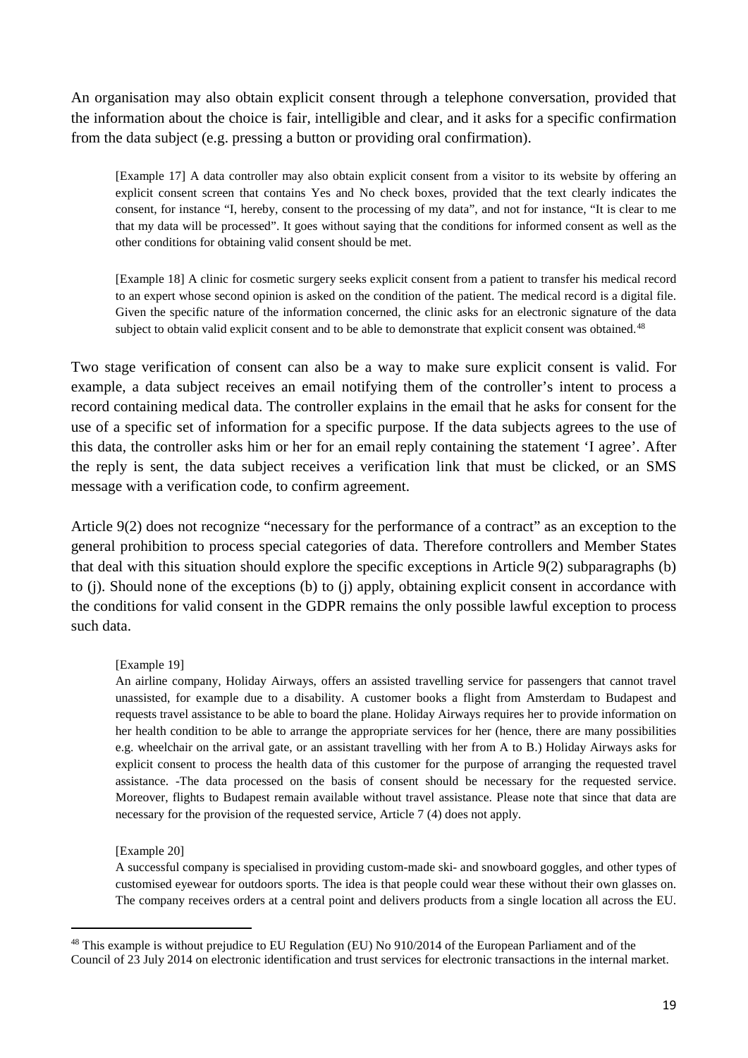An organisation may also obtain explicit consent through a telephone conversation, provided that the information about the choice is fair, intelligible and clear, and it asks for a specific confirmation from the data subject (e.g. pressing a button or providing oral confirmation).

> [Example 17] A data controller may also obtain explicit consent from a visitor to its website by offering an explicit consent screen that contains Yes and No check boxes, provided that the text clearly indicates the consent, for instance "I, hereby, consent to the processing of my data", and not for instance, "It is clear to me that my data will be processed". It goes without saying that the conditions for informed consent as well as the other conditions for obtaining valid consent should be met.

> [Example 18] A clinic for cosmetic surgery seeks explicit consent from a patient to transfer his medical record to an expert whose second opinion is asked on the condition of the patient. The medical record is a digital file. Given the specific nature of the information concerned, the clinic asks for an electronic signature of the data subject to obtain valid explicit consent and to be able to demonstrate that explicit consent was obtained.[48]

Two stage verification of consent can also be a way to make sure explicit consent is valid. For example, a data subject receives an email notifying them of the controller's intent to process a record containing medical data. The controller explains in the email that he asks for consent for the use of a specific set of information for a specific purpose. If the data subjects agrees to the use of this data, the controller asks him or her for an email reply containing the statement 'I agree'. After the reply is sent, the data subject receives a verification link that must be clicked, or an SMS message with a verification code, to confirm agreement.

Article 9(2) does not recognize "necessary for the performance of a contract" as an exception to the general prohibition to process special categories of data. Therefore controllers and Member States that deal with this situation should explore the specific exceptions in Article 9(2) subparagraphs (b) to (j). Should none of the exceptions (b) to (j) apply, obtaining explicit consent in accordance with the conditions for valid consent in the GDPR remains the only possible lawful exception to process such data.

> [Example 19]
> An airline company, Holiday Airways, offers an assisted travelling service for passengers that cannot travel unassisted, for example due to a disability. A customer books a flight from Amsterdam to Budapest and requests travel assistance to be able to board the plane. Holiday Airways requires her to provide information on her health condition to be able to arrange the appropriate services for her (hence, there are many possibilities e.g. wheelchair on the arrival gate, or an assistant travelling with her from A to B.) Holiday Airways asks for explicit consent to process the health data of this customer for the purpose of arranging the requested travel assistance. -The data processed on the basis of consent should be necessary for the requested service. Moreover, flights to Budapest remain available without travel assistance. Please note that since that data are necessary for the provision of the requested service, Article 7 (4) does not apply.

> [Example 20]
> A successful company is specialised in providing custom-made ski- and snowboard goggles, and other types of customised eyewear for outdoors sports. The idea is that people could wear these without their own glasses on. The company receives orders at a central point and delivers products from a single location all across the EU.

---

[48] This example is without prejudice to EU Regulation (EU) No 910/2014 of the European Parliament and of the Council of 23 July 2014 on electronic identification and trust services for electronic transactions in the internal market.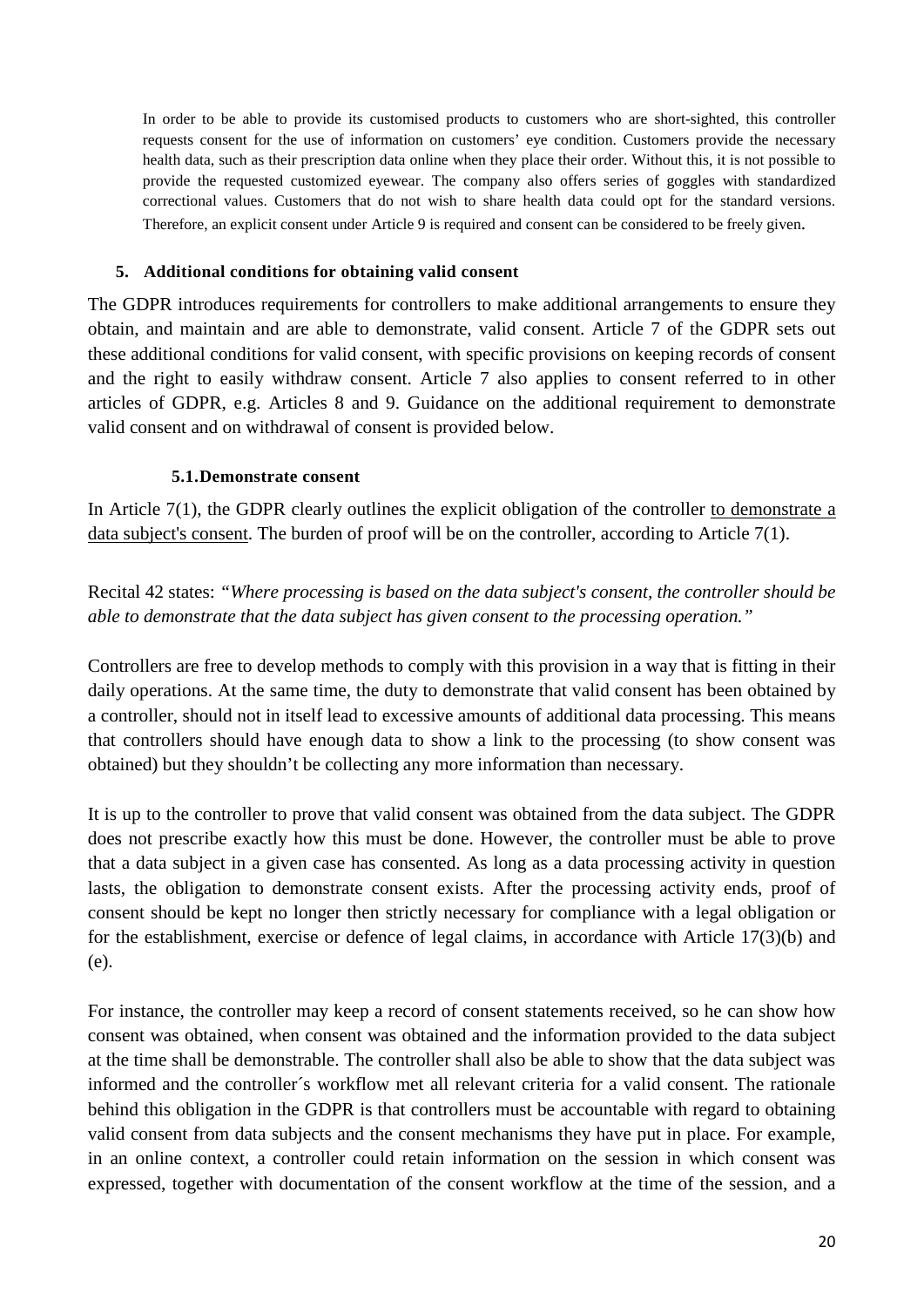In order to be able to provide its customised products to customers who are short-sighted, this controller requests consent for the use of information on customers' eye condition. Customers provide the necessary health data, such as their prescription data online when they place their order. Without this, it is not possible to provide the requested customized eyewear. The company also offers series of goggles with standardized correctional values. Customers that do not wish to share health data could opt for the standard versions. Therefore, an explicit consent under Article 9 is required and consent can be considered to be freely given.

## 5. Additional conditions for obtaining valid consent

The GDPR introduces requirements for controllers to make additional arrangements to ensure they obtain, and maintain and are able to demonstrate, valid consent. Article 7 of the GDPR sets out these additional conditions for valid consent, with specific provisions on keeping records of consent and the right to easily withdraw consent. Article 7 also applies to consent referred to in other articles of GDPR, e.g. Articles 8 and 9. Guidance on the additional requirement to demonstrate valid consent and on withdrawal of consent is provided below.

### 5.1. Demonstrate consent

In Article 7(1), the GDPR clearly outlines the explicit obligation of the controller to demonstrate a data subject's consent. The burden of proof will be on the controller, according to Article 7(1).

Recital 42 states: *"Where processing is based on the data subject's consent, the controller should be able to demonstrate that the data subject has given consent to the processing operation."*

Controllers are free to develop methods to comply with this provision in a way that is fitting in their daily operations. At the same time, the duty to demonstrate that valid consent has been obtained by a controller, should not in itself lead to excessive amounts of additional data processing. This means that controllers should have enough data to show a link to the processing (to show consent was obtained) but they shouldn't be collecting any more information than necessary.

It is up to the controller to prove that valid consent was obtained from the data subject. The GDPR does not prescribe exactly how this must be done. However, the controller must be able to prove that a data subject in a given case has consented. As long as a data processing activity in question lasts, the obligation to demonstrate consent exists. After the processing activity ends, proof of consent should be kept no longer then strictly necessary for compliance with a legal obligation or for the establishment, exercise or defence of legal claims, in accordance with Article 17(3)(b) and (e).

For instance, the controller may keep a record of consent statements received, so he can show how consent was obtained, when consent was obtained and the information provided to the data subject at the time shall be demonstrable. The controller shall also be able to show that the data subject was informed and the controller´s workflow met all relevant criteria for a valid consent. The rationale behind this obligation in the GDPR is that controllers must be accountable with regard to obtaining valid consent from data subjects and the consent mechanisms they have put in place. For example, in an online context, a controller could retain information on the session in which consent was expressed, together with documentation of the consent workflow at the time of the session, and a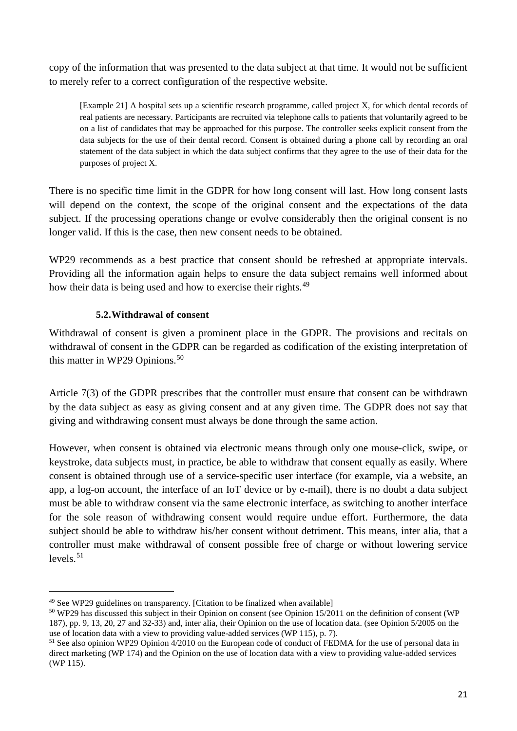copy of the information that was presented to the data subject at that time. It would not be sufficient to merely refer to a correct configuration of the respective website.

> [Example 21] A hospital sets up a scientific research programme, called project X, for which dental records of real patients are necessary. Participants are recruited via telephone calls to patients that voluntarily agreed to be on a list of candidates that may be approached for this purpose. The controller seeks explicit consent from the data subjects for the use of their dental record. Consent is obtained during a phone call by recording an oral statement of the data subject in which the data subject confirms that they agree to the use of their data for the purposes of project X.

There is no specific time limit in the GDPR for how long consent will last. How long consent lasts will depend on the context, the scope of the original consent and the expectations of the data subject. If the processing operations change or evolve considerably then the original consent is no longer valid. If this is the case, then new consent needs to be obtained.

WP29 recommends as a best practice that consent should be refreshed at appropriate intervals. Providing all the information again helps to ensure the data subject remains well informed about how their data is being used and how to exercise their rights.[49]

### 5.2. Withdrawal of consent

Withdrawal of consent is given a prominent place in the GDPR. The provisions and recitals on withdrawal of consent in the GDPR can be regarded as codification of the existing interpretation of this matter in WP29 Opinions.[50]

Article 7(3) of the GDPR prescribes that the controller must ensure that consent can be withdrawn by the data subject as easy as giving consent and at any given time. The GDPR does not say that giving and withdrawing consent must always be done through the same action.

However, when consent is obtained via electronic means through only one mouse-click, swipe, or keystroke, data subjects must, in practice, be able to withdraw that consent equally as easily. Where consent is obtained through use of a service-specific user interface (for example, via a website, an app, a log-on account, the interface of an IoT device or by e-mail), there is no doubt a data subject must be able to withdraw consent via the same electronic interface, as switching to another interface for the sole reason of withdrawing consent would require undue effort. Furthermore, the data subject should be able to withdraw his/her consent without detriment. This means, inter alia, that a controller must make withdrawal of consent possible free of charge or without lowering service levels.[51]

---

[49] See WP29 guidelines on transparency. [Citation to be finalized when available]

[50] WP29 has discussed this subject in their Opinion on consent (see Opinion 15/2011 on the definition of consent (WP 187), pp. 9, 13, 20, 27 and 32-33) and, inter alia, their Opinion on the use of location data. (see Opinion 5/2005 on the use of location data with a view to providing value-added services (WP 115), p. 7).

[51] See also opinion WP29 Opinion 4/2010 on the European code of conduct of FEDMA for the use of personal data in direct marketing (WP 174) and the Opinion on the use of location data with a view to providing value-added services (WP 115).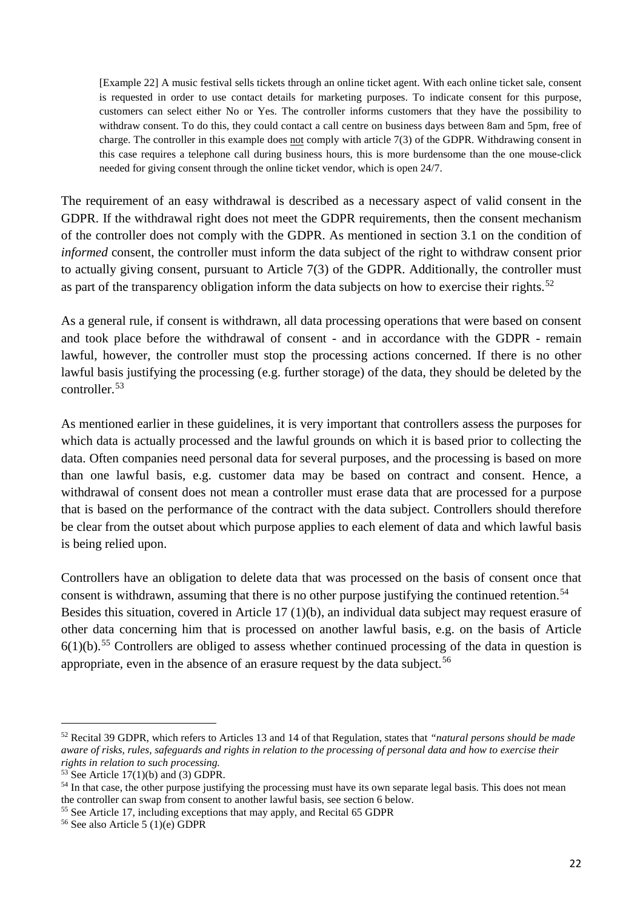> [Example 22] A music festival sells tickets through an online ticket agent. With each online ticket sale, consent is requested in order to use contact details for marketing purposes. To indicate consent for this purpose, customers can select either No or Yes. The controller informs customers that they have the possibility to withdraw consent. To do this, they could contact a call centre on business days between 8am and 5pm, free of charge. The controller in this example does <u>not</u> comply with article 7(3) of the GDPR. Withdrawing consent in this case requires a telephone call during business hours, this is more burdensome than the one mouse-click needed for giving consent through the online ticket vendor, which is open 24/7.

The requirement of an easy withdrawal is described as a necessary aspect of valid consent in the GDPR. If the withdrawal right does not meet the GDPR requirements, then the consent mechanism of the controller does not comply with the GDPR. As mentioned in section 3.1 on the condition of *informed* consent, the controller must inform the data subject of the right to withdraw consent prior to actually giving consent, pursuant to Article 7(3) of the GDPR. Additionally, the controller must as part of the transparency obligation inform the data subjects on how to exercise their rights.[52]

As a general rule, if consent is withdrawn, all data processing operations that were based on consent and took place before the withdrawal of consent - and in accordance with the GDPR - remain lawful, however, the controller must stop the processing actions concerned. If there is no other lawful basis justifying the processing (e.g. further storage) of the data, they should be deleted by the controller.[53]

As mentioned earlier in these guidelines, it is very important that controllers assess the purposes for which data is actually processed and the lawful grounds on which it is based prior to collecting the data. Often companies need personal data for several purposes, and the processing is based on more than one lawful basis, e.g. customer data may be based on contract and consent. Hence, a withdrawal of consent does not mean a controller must erase data that are processed for a purpose that is based on the performance of the contract with the data subject. Controllers should therefore be clear from the outset about which purpose applies to each element of data and which lawful basis is being relied upon.

Controllers have an obligation to delete data that was processed on the basis of consent once that consent is withdrawn, assuming that there is no other purpose justifying the continued retention.[54] Besides this situation, covered in Article 17 (1)(b), an individual data subject may request erasure of other data concerning him that is processed on another lawful basis, e.g. on the basis of Article 6(1)(b).[55] Controllers are obliged to assess whether continued processing of the data in question is appropriate, even in the absence of an erasure request by the data subject.[56]

---

[52] Recital 39 GDPR, which refers to Articles 13 and 14 of that Regulation, states that *"natural persons should be made aware of risks, rules, safeguards and rights in relation to the processing of personal data and how to exercise their rights in relation to such processing.*

[53] See Article 17(1)(b) and (3) GDPR.

[54] In that case, the other purpose justifying the processing must have its own separate legal basis. This does not mean the controller can swap from consent to another lawful basis, see section 6 below.

[55] See Article 17, including exceptions that may apply, and Recital 65 GDPR

[56] See also Article 5 (1)(e) GDPR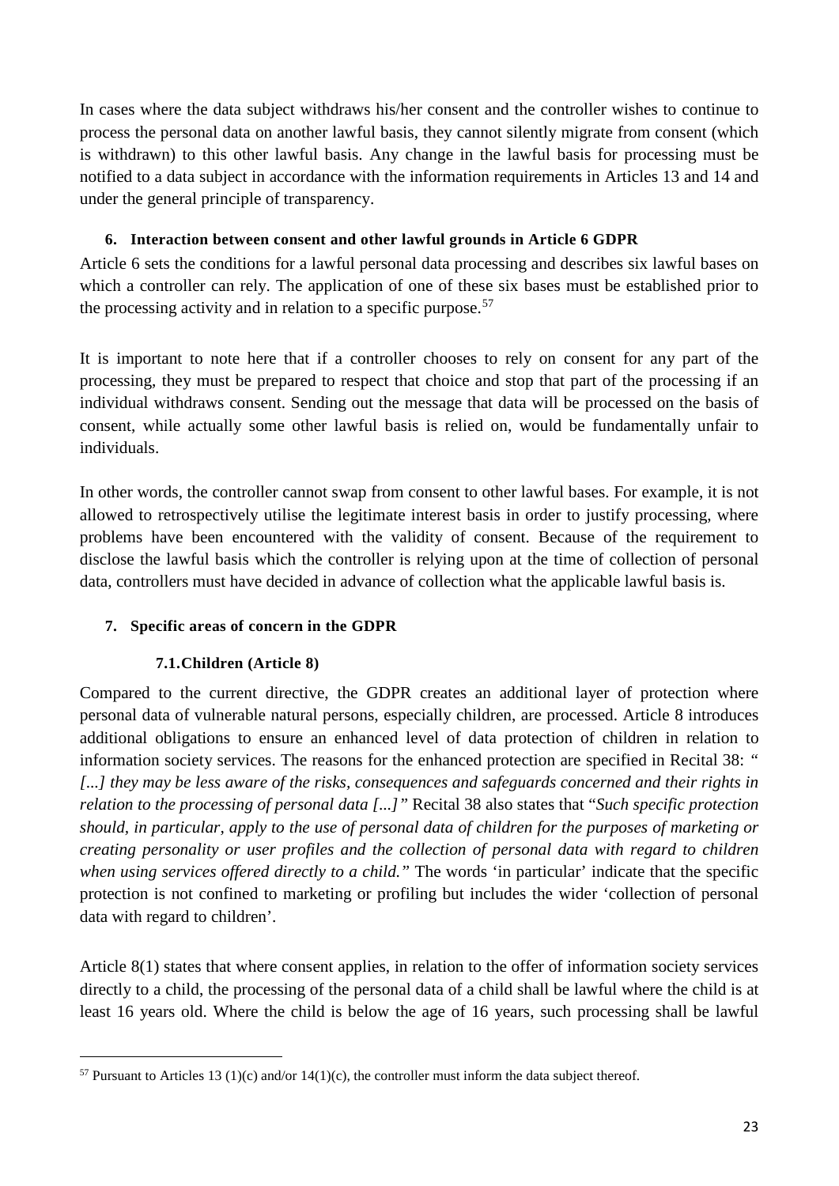In cases where the data subject withdraws his/her consent and the controller wishes to continue to process the personal data on another lawful basis, they cannot silently migrate from consent (which is withdrawn) to this other lawful basis. Any change in the lawful basis for processing must be notified to a data subject in accordance with the information requirements in Articles 13 and 14 and under the general principle of transparency.

## 6. Interaction between consent and other lawful grounds in Article 6 GDPR

Article 6 sets the conditions for a lawful personal data processing and describes six lawful bases on which a controller can rely. The application of one of these six bases must be established prior to the processing activity and in relation to a specific purpose.[57]

It is important to note here that if a controller chooses to rely on consent for any part of the processing, they must be prepared to respect that choice and stop that part of the processing if an individual withdraws consent. Sending out the message that data will be processed on the basis of consent, while actually some other lawful basis is relied on, would be fundamentally unfair to individuals.

In other words, the controller cannot swap from consent to other lawful bases. For example, it is not allowed to retrospectively utilise the legitimate interest basis in order to justify processing, where problems have been encountered with the validity of consent. Because of the requirement to disclose the lawful basis which the controller is relying upon at the time of collection of personal data, controllers must have decided in advance of collection what the applicable lawful basis is.

## 7. Specific areas of concern in the GDPR

### 7.1. Children (Article 8)

Compared to the current directive, the GDPR creates an additional layer of protection where personal data of vulnerable natural persons, especially children, are processed. Article 8 introduces additional obligations to ensure an enhanced level of data protection of children in relation to information society services. The reasons for the enhanced protection are specified in Recital 38: *" [...] they may be less aware of the risks, consequences and safeguards concerned and their rights in relation to the processing of personal data [...]"* Recital 38 also states that "*Such specific protection should, in particular, apply to the use of personal data of children for the purposes of marketing or creating personality or user profiles and the collection of personal data with regard to children when using services offered directly to a child."* The words 'in particular' indicate that the specific protection is not confined to marketing or profiling but includes the wider 'collection of personal data with regard to children'.

Article 8(1) states that where consent applies, in relation to the offer of information society services directly to a child, the processing of the personal data of a child shall be lawful where the child is at least 16 years old. Where the child is below the age of 16 years, such processing shall be lawful

---

[57] Pursuant to Articles 13 (1)(c) and/or 14(1)(c), the controller must inform the data subject thereof.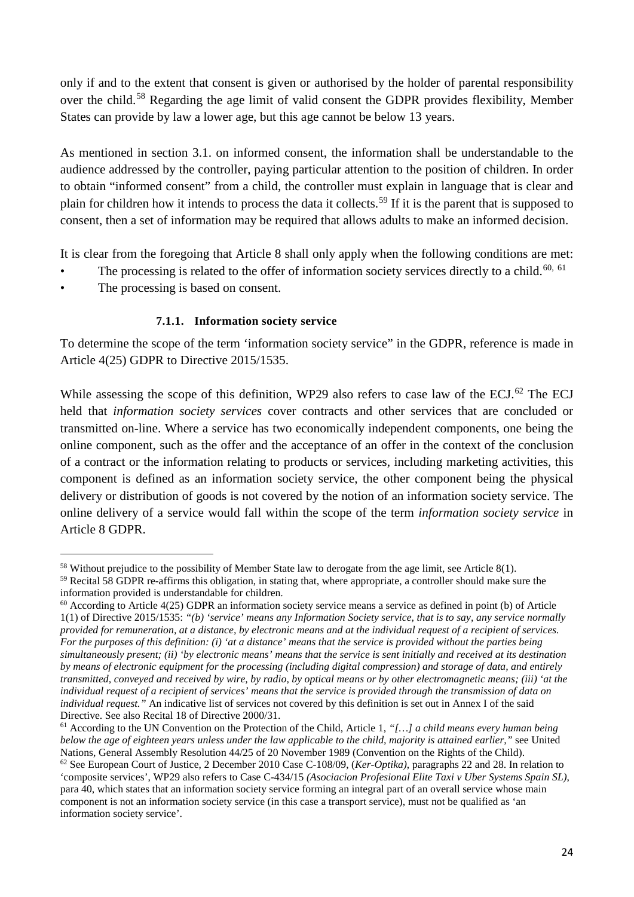only if and to the extent that consent is given or authorised by the holder of parental responsibility over the child.[58] Regarding the age limit of valid consent the GDPR provides flexibility, Member States can provide by law a lower age, but this age cannot be below 13 years.

As mentioned in section 3.1. on informed consent, the information shall be understandable to the audience addressed by the controller, paying particular attention to the position of children. In order to obtain "informed consent" from a child, the controller must explain in language that is clear and plain for children how it intends to process the data it collects.[59] If it is the parent that is supposed to consent, then a set of information may be required that allows adults to make an informed decision.

It is clear from the foregoing that Article 8 shall only apply when the following conditions are met:

- The processing is related to the offer of information society services directly to a child.[60, 61]
- The processing is based on consent.

#### 7.1.1. Information society service

To determine the scope of the term 'information society service" in the GDPR, reference is made in Article 4(25) GDPR to Directive 2015/1535.

While assessing the scope of this definition, WP29 also refers to case law of the ECJ.[62] The ECJ held that *information society services* cover contracts and other services that are concluded or transmitted on-line. Where a service has two economically independent components, one being the online component, such as the offer and the acceptance of an offer in the context of the conclusion of a contract or the information relating to products or services, including marketing activities, this component is defined as an information society service, the other component being the physical delivery or distribution of goods is not covered by the notion of an information society service. The online delivery of a service would fall within the scope of the term *information society service* in Article 8 GDPR.

---

[58] Without prejudice to the possibility of Member State law to derogate from the age limit, see Article 8(1).

[59] Recital 58 GDPR re-affirms this obligation, in stating that, where appropriate, a controller should make sure the information provided is understandable for children.

[60] According to Article 4(25) GDPR an information society service means a service as defined in point (b) of Article 1(1) of Directive 2015/1535: *"(b) 'service' means any Information Society service, that is to say, any service normally provided for remuneration, at a distance, by electronic means and at the individual request of a recipient of services. For the purposes of this definition: (i) 'at a distance' means that the service is provided without the parties being simultaneously present; (ii) 'by electronic means' means that the service is sent initially and received at its destination by means of electronic equipment for the processing (including digital compression) and storage of data, and entirely transmitted, conveyed and received by wire, by radio, by optical means or by other electromagnetic means; (iii) 'at the individual request of a recipient of services' means that the service is provided through the transmission of data on individual request."* An indicative list of services not covered by this definition is set out in Annex I of the said Directive. See also Recital 18 of Directive 2000/31.

[61] According to the UN Convention on the Protection of the Child, Article 1, *"[…] a child means every human being below the age of eighteen years unless under the law applicable to the child, majority is attained earlier,"* see United Nations, General Assembly Resolution 44/25 of 20 November 1989 (Convention on the Rights of the Child).

[62] See European Court of Justice, 2 December 2010 Case C-108/09, (*Ker-Optika*), paragraphs 22 and 28. In relation to 'composite services', WP29 also refers to Case C-434/15 *(Asociacion Profesional Elite Taxi v Uber Systems Spain SL)*, para 40, which states that an information society service forming an integral part of an overall service whose main component is not an information society service (in this case a transport service), must not be qualified as 'an information society service'.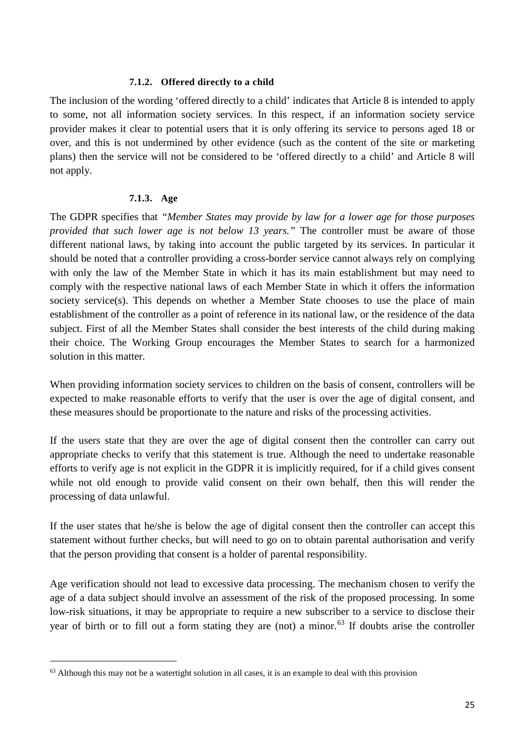#### 7.1.2. Offered directly to a child

The inclusion of the wording 'offered directly to a child' indicates that Article 8 is intended to apply to some, not all information society services. In this respect, if an information society service provider makes it clear to potential users that it is only offering its service to persons aged 18 or over, and this is not undermined by other evidence (such as the content of the site or marketing plans) then the service will not be considered to be 'offered directly to a child' and Article 8 will not apply.

#### 7.1.3. Age

The GDPR specifies that *"Member States may provide by law for a lower age for those purposes provided that such lower age is not below 13 years."* The controller must be aware of those different national laws, by taking into account the public targeted by its services. In particular it should be noted that a controller providing a cross-border service cannot always rely on complying with only the law of the Member State in which it has its main establishment but may need to comply with the respective national laws of each Member State in which it offers the information society service(s). This depends on whether a Member State chooses to use the place of main establishment of the controller as a point of reference in its national law, or the residence of the data subject. First of all the Member States shall consider the best interests of the child during making their choice. The Working Group encourages the Member States to search for a harmonized solution in this matter.

When providing information society services to children on the basis of consent, controllers will be expected to make reasonable efforts to verify that the user is over the age of digital consent, and these measures should be proportionate to the nature and risks of the processing activities.

If the users state that they are over the age of digital consent then the controller can carry out appropriate checks to verify that this statement is true. Although the need to undertake reasonable efforts to verify age is not explicit in the GDPR it is implicitly required, for if a child gives consent while not old enough to provide valid consent on their own behalf, then this will render the processing of data unlawful.

If the user states that he/she is below the age of digital consent then the controller can accept this statement without further checks, but will need to go on to obtain parental authorisation and verify that the person providing that consent is a holder of parental responsibility.

Age verification should not lead to excessive data processing. The mechanism chosen to verify the age of a data subject should involve an assessment of the risk of the proposed processing. In some low-risk situations, it may be appropriate to require a new subscriber to a service to disclose their year of birth or to fill out a form stating they are (not) a minor.[63] If doubts arise the controller

---

[63] Although this may not be a watertight solution in all cases, it is an example to deal with this provision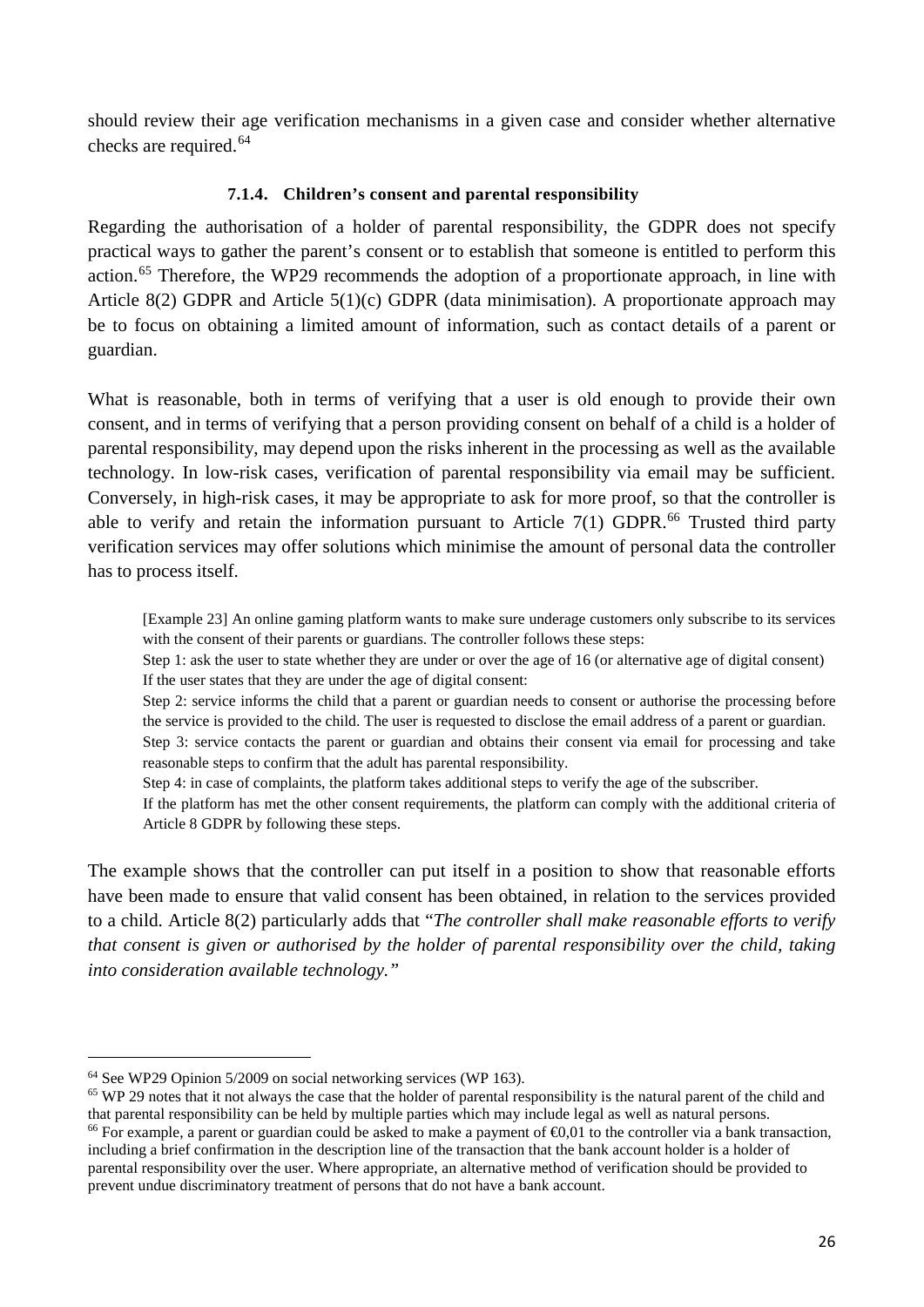should review their age verification mechanisms in a given case and consider whether alternative checks are required.[64]

#### 7.1.4. Children's consent and parental responsibility

Regarding the authorisation of a holder of parental responsibility, the GDPR does not specify practical ways to gather the parent's consent or to establish that someone is entitled to perform this action.[65] Therefore, the WP29 recommends the adoption of a proportionate approach, in line with Article 8(2) GDPR and Article 5(1)(c) GDPR (data minimisation). A proportionate approach may be to focus on obtaining a limited amount of information, such as contact details of a parent or guardian.

What is reasonable, both in terms of verifying that a user is old enough to provide their own consent, and in terms of verifying that a person providing consent on behalf of a child is a holder of parental responsibility, may depend upon the risks inherent in the processing as well as the available technology. In low-risk cases, verification of parental responsibility via email may be sufficient. Conversely, in high-risk cases, it may be appropriate to ask for more proof, so that the controller is able to verify and retain the information pursuant to Article 7(1) GDPR.[66] Trusted third party verification services may offer solutions which minimise the amount of personal data the controller has to process itself.

> [Example 23] An online gaming platform wants to make sure underage customers only subscribe to its services with the consent of their parents or guardians. The controller follows these steps:
>
> Step 1: ask the user to state whether they are under or over the age of 16 (or alternative age of digital consent) If the user states that they are under the age of digital consent:
>
> Step 2: service informs the child that a parent or guardian needs to consent or authorise the processing before the service is provided to the child. The user is requested to disclose the email address of a parent or guardian.
>
> Step 3: service contacts the parent or guardian and obtains their consent via email for processing and take reasonable steps to confirm that the adult has parental responsibility.
>
> Step 4: in case of complaints, the platform takes additional steps to verify the age of the subscriber.
>
> If the platform has met the other consent requirements, the platform can comply with the additional criteria of Article 8 GDPR by following these steps.

The example shows that the controller can put itself in a position to show that reasonable efforts have been made to ensure that valid consent has been obtained, in relation to the services provided to a child. Article 8(2) particularly adds that "*The controller shall make reasonable efforts to verify that consent is given or authorised by the holder of parental responsibility over the child, taking into consideration available technology.*"

---

[64] See WP29 Opinion 5/2009 on social networking services (WP 163).

[65] WP 29 notes that it not always the case that the holder of parental responsibility is the natural parent of the child and that parental responsibility can be held by multiple parties which may include legal as well as natural persons.

[66] For example, a parent or guardian could be asked to make a payment of €0,01 to the controller via a bank transaction, including a brief confirmation in the description line of the transaction that the bank account holder is a holder of parental responsibility over the user. Where appropriate, an alternative method of verification should be provided to prevent undue discriminatory treatment of persons that do not have a bank account.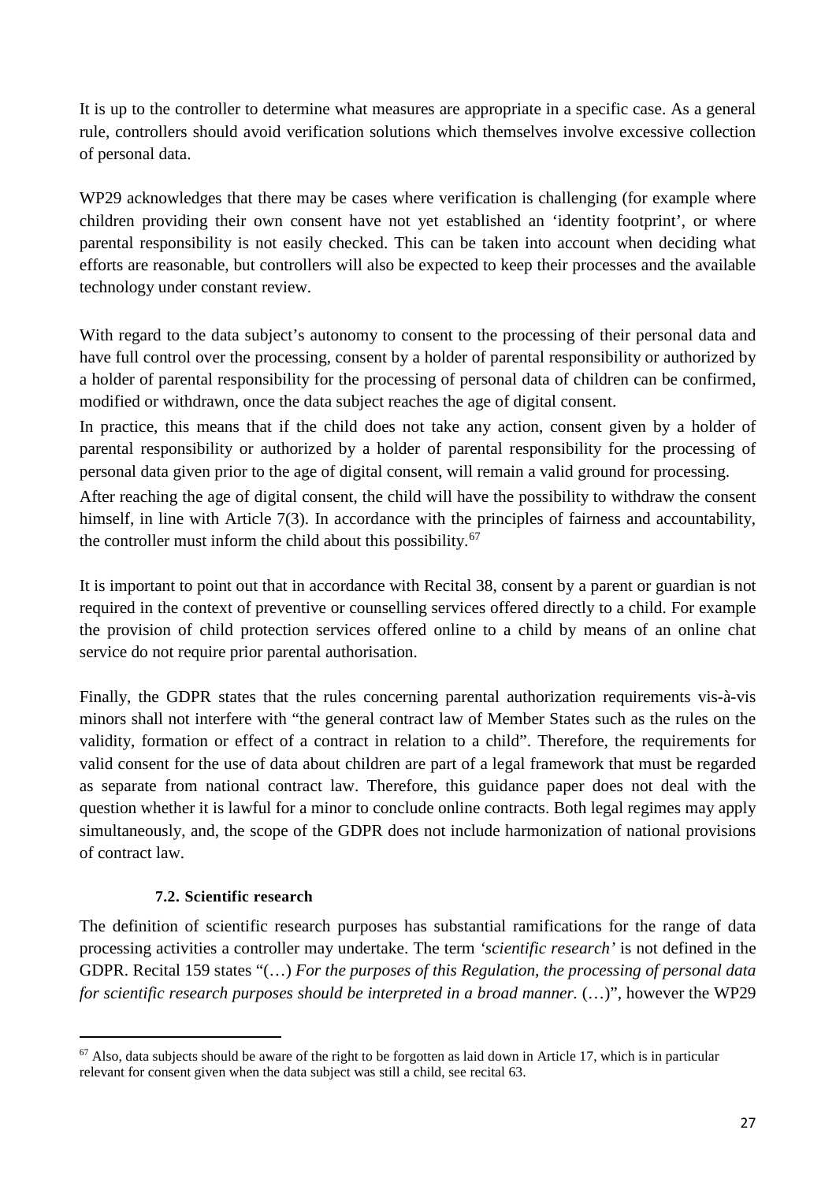It is up to the controller to determine what measures are appropriate in a specific case. As a general rule, controllers should avoid verification solutions which themselves involve excessive collection of personal data.

WP29 acknowledges that there may be cases where verification is challenging (for example where children providing their own consent have not yet established an 'identity footprint', or where parental responsibility is not easily checked. This can be taken into account when deciding what efforts are reasonable, but controllers will also be expected to keep their processes and the available technology under constant review.

With regard to the data subject's autonomy to consent to the processing of their personal data and have full control over the processing, consent by a holder of parental responsibility or authorized by a holder of parental responsibility for the processing of personal data of children can be confirmed, modified or withdrawn, once the data subject reaches the age of digital consent.

In practice, this means that if the child does not take any action, consent given by a holder of parental responsibility or authorized by a holder of parental responsibility for the processing of personal data given prior to the age of digital consent, will remain a valid ground for processing.

After reaching the age of digital consent, the child will have the possibility to withdraw the consent himself, in line with Article 7(3). In accordance with the principles of fairness and accountability, the controller must inform the child about this possibility.[67]

It is important to point out that in accordance with Recital 38, consent by a parent or guardian is not required in the context of preventive or counselling services offered directly to a child. For example the provision of child protection services offered online to a child by means of an online chat service do not require prior parental authorisation.

Finally, the GDPR states that the rules concerning parental authorization requirements vis-à-vis minors shall not interfere with "the general contract law of Member States such as the rules on the validity, formation or effect of a contract in relation to a child". Therefore, the requirements for valid consent for the use of data about children are part of a legal framework that must be regarded as separate from national contract law. Therefore, this guidance paper does not deal with the question whether it is lawful for a minor to conclude online contracts. Both legal regimes may apply simultaneously, and, the scope of the GDPR does not include harmonization of national provisions of contract law.

### 7.2. Scientific research

The definition of scientific research purposes has substantial ramifications for the range of data processing activities a controller may undertake. The term *'scientific research'* is not defined in the GDPR. Recital 159 states "(…) *For the purposes of this Regulation, the processing of personal data for scientific research purposes should be interpreted in a broad manner.* (…)", however the WP29

---

[67] Also, data subjects should be aware of the right to be forgotten as laid down in Article 17, which is in particular relevant for consent given when the data subject was still a child, see recital 63.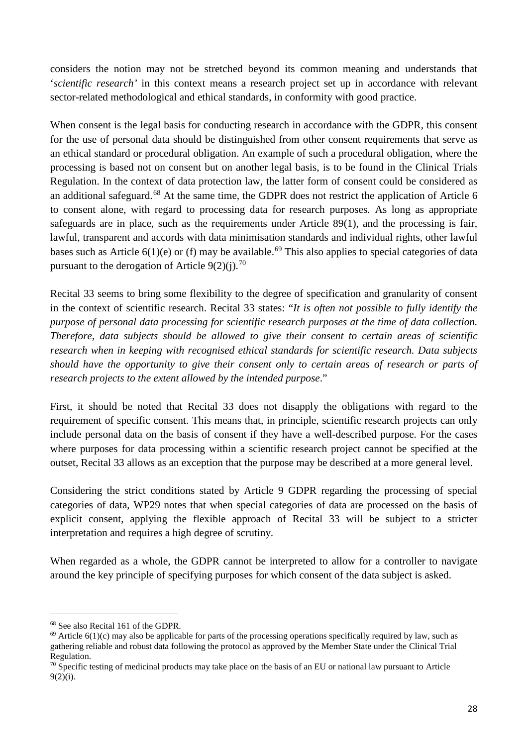considers the notion may not be stretched beyond its common meaning and understands that '*scientific research'* in this context means a research project set up in accordance with relevant sector-related methodological and ethical standards, in conformity with good practice.

When consent is the legal basis for conducting research in accordance with the GDPR, this consent for the use of personal data should be distinguished from other consent requirements that serve as an ethical standard or procedural obligation. An example of such a procedural obligation, where the processing is based not on consent but on another legal basis, is to be found in the Clinical Trials Regulation. In the context of data protection law, the latter form of consent could be considered as an additional safeguard.[68] At the same time, the GDPR does not restrict the application of Article 6 to consent alone, with regard to processing data for research purposes. As long as appropriate safeguards are in place, such as the requirements under Article 89(1), and the processing is fair, lawful, transparent and accords with data minimisation standards and individual rights, other lawful bases such as Article 6(1)(e) or (f) may be available.[69] This also applies to special categories of data pursuant to the derogation of Article 9(2)(j).[70]

Recital 33 seems to bring some flexibility to the degree of specification and granularity of consent in the context of scientific research. Recital 33 states: "*It is often not possible to fully identify the purpose of personal data processing for scientific research purposes at the time of data collection. Therefore, data subjects should be allowed to give their consent to certain areas of scientific research when in keeping with recognised ethical standards for scientific research. Data subjects should have the opportunity to give their consent only to certain areas of research or parts of research projects to the extent allowed by the intended purpose*."

First, it should be noted that Recital 33 does not disapply the obligations with regard to the requirement of specific consent. This means that, in principle, scientific research projects can only include personal data on the basis of consent if they have a well-described purpose. For the cases where purposes for data processing within a scientific research project cannot be specified at the outset, Recital 33 allows as an exception that the purpose may be described at a more general level.

Considering the strict conditions stated by Article 9 GDPR regarding the processing of special categories of data, WP29 notes that when special categories of data are processed on the basis of explicit consent, applying the flexible approach of Recital 33 will be subject to a stricter interpretation and requires a high degree of scrutiny.

When regarded as a whole, the GDPR cannot be interpreted to allow for a controller to navigate around the key principle of specifying purposes for which consent of the data subject is asked.

---

[68] See also Recital 161 of the GDPR.

[69] Article 6(1)(c) may also be applicable for parts of the processing operations specifically required by law, such as gathering reliable and robust data following the protocol as approved by the Member State under the Clinical Trial Regulation.

[70] Specific testing of medicinal products may take place on the basis of an EU or national law pursuant to Article 9(2)(i).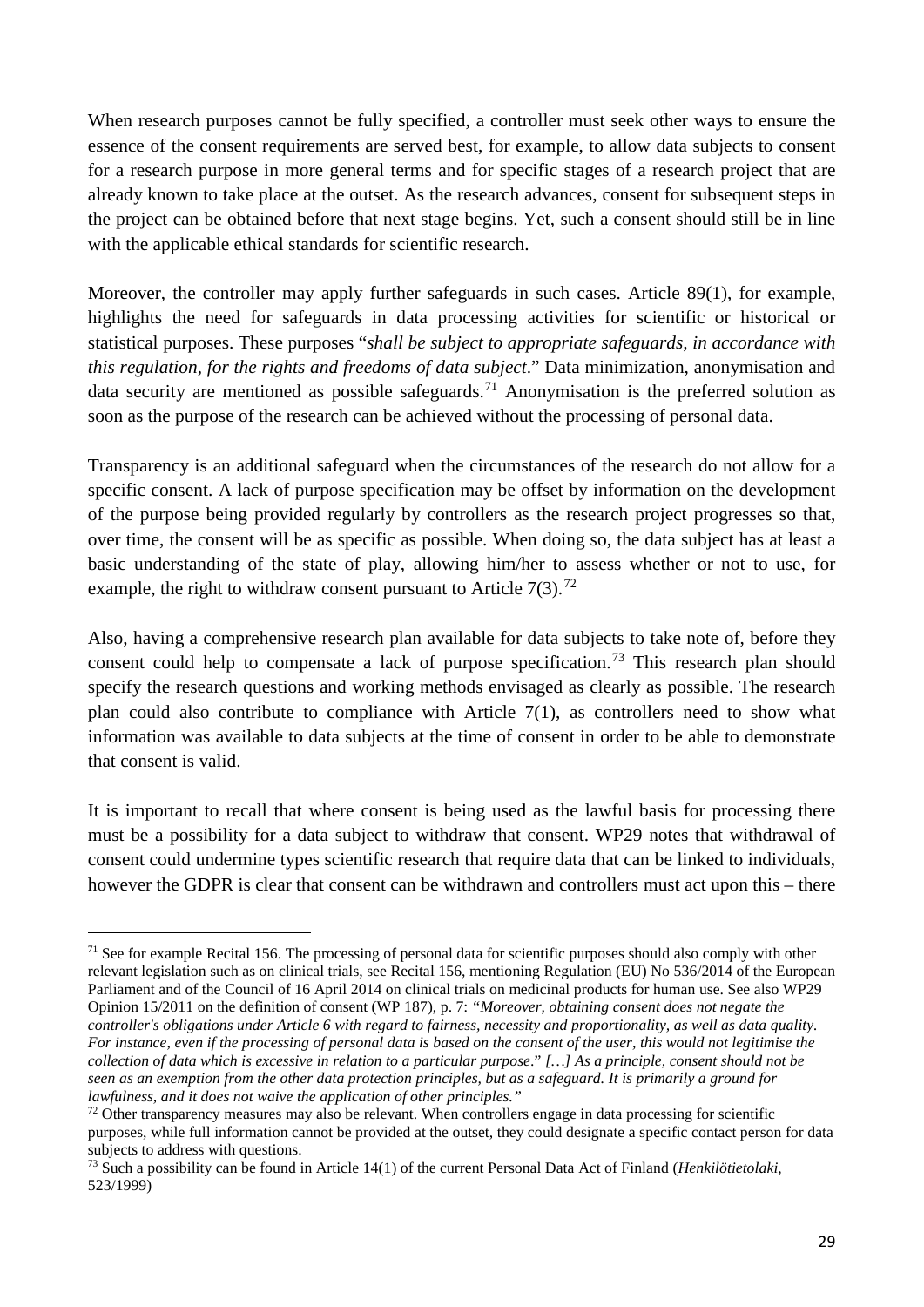When research purposes cannot be fully specified, a controller must seek other ways to ensure the essence of the consent requirements are served best, for example, to allow data subjects to consent for a research purpose in more general terms and for specific stages of a research project that are already known to take place at the outset. As the research advances, consent for subsequent steps in the project can be obtained before that next stage begins. Yet, such a consent should still be in line with the applicable ethical standards for scientific research.

Moreover, the controller may apply further safeguards in such cases. Article 89(1), for example, highlights the need for safeguards in data processing activities for scientific or historical or statistical purposes. These purposes "*shall be subject to appropriate safeguards, in accordance with this regulation, for the rights and freedoms of data subject*." Data minimization, anonymisation and data security are mentioned as possible safeguards.[71] Anonymisation is the preferred solution as soon as the purpose of the research can be achieved without the processing of personal data.

Transparency is an additional safeguard when the circumstances of the research do not allow for a specific consent. A lack of purpose specification may be offset by information on the development of the purpose being provided regularly by controllers as the research project progresses so that, over time, the consent will be as specific as possible. When doing so, the data subject has at least a basic understanding of the state of play, allowing him/her to assess whether or not to use, for example, the right to withdraw consent pursuant to Article 7(3).[72]

Also, having a comprehensive research plan available for data subjects to take note of, before they consent could help to compensate a lack of purpose specification.[73] This research plan should specify the research questions and working methods envisaged as clearly as possible. The research plan could also contribute to compliance with Article 7(1), as controllers need to show what information was available to data subjects at the time of consent in order to be able to demonstrate that consent is valid.

It is important to recall that where consent is being used as the lawful basis for processing there must be a possibility for a data subject to withdraw that consent. WP29 notes that withdrawal of consent could undermine types scientific research that require data that can be linked to individuals, however the GDPR is clear that consent can be withdrawn and controllers must act upon this – there

---

[71] See for example Recital 156. The processing of personal data for scientific purposes should also comply with other relevant legislation such as on clinical trials, see Recital 156, mentioning Regulation (EU) No 536/2014 of the European Parliament and of the Council of 16 April 2014 on clinical trials on medicinal products for human use. See also WP29 Opinion 15/2011 on the definition of consent (WP 187), p. 7: "*Moreover, obtaining consent does not negate the controller's obligations under Article 6 with regard to fairness, necessity and proportionality, as well as data quality. For instance, even if the processing of personal data is based on the consent of the user, this would not legitimise the collection of data which is excessive in relation to a particular purpose*." *[…] As a principle, consent should not be seen as an exemption from the other data protection principles, but as a safeguard. It is primarily a ground for lawfulness, and it does not waive the application of other principles."*

[72] Other transparency measures may also be relevant. When controllers engage in data processing for scientific purposes, while full information cannot be provided at the outset, they could designate a specific contact person for data subjects to address with questions.

[73] Such a possibility can be found in Article 14(1) of the current Personal Data Act of Finland (*Henkilötietolaki*, 523/1999)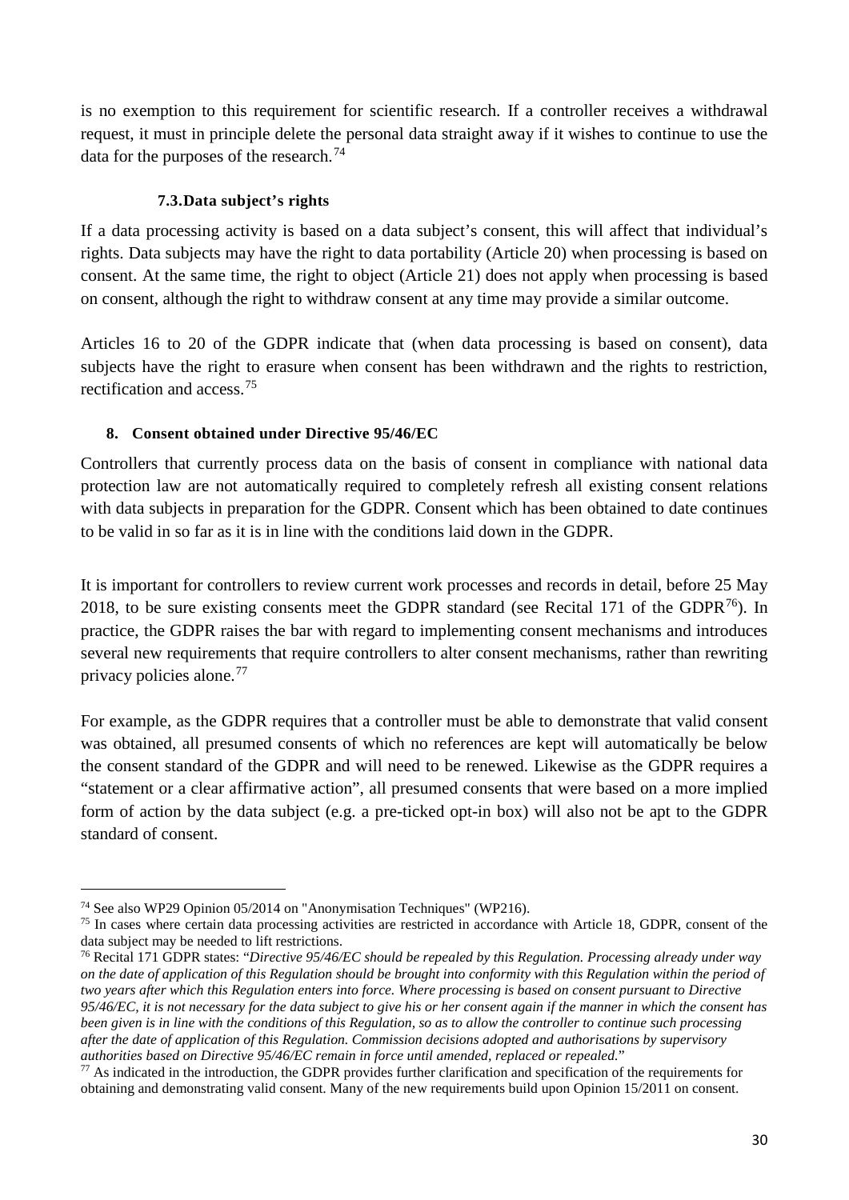is no exemption to this requirement for scientific research. If a controller receives a withdrawal request, it must in principle delete the personal data straight away if it wishes to continue to use the data for the purposes of the research.[74]

### 7.3. Data subject's rights

If a data processing activity is based on a data subject's consent, this will affect that individual's rights. Data subjects may have the right to data portability (Article 20) when processing is based on consent. At the same time, the right to object (Article 21) does not apply when processing is based on consent, although the right to withdraw consent at any time may provide a similar outcome.

Articles 16 to 20 of the GDPR indicate that (when data processing is based on consent), data subjects have the right to erasure when consent has been withdrawn and the rights to restriction, rectification and access.[75]

## 8. Consent obtained under Directive 95/46/EC

Controllers that currently process data on the basis of consent in compliance with national data protection law are not automatically required to completely refresh all existing consent relations with data subjects in preparation for the GDPR. Consent which has been obtained to date continues to be valid in so far as it is in line with the conditions laid down in the GDPR.

It is important for controllers to review current work processes and records in detail, before 25 May 2018, to be sure existing consents meet the GDPR standard (see Recital 171 of the GDPR[76]). In practice, the GDPR raises the bar with regard to implementing consent mechanisms and introduces several new requirements that require controllers to alter consent mechanisms, rather than rewriting privacy policies alone.[77]

For example, as the GDPR requires that a controller must be able to demonstrate that valid consent was obtained, all presumed consents of which no references are kept will automatically be below the consent standard of the GDPR and will need to be renewed. Likewise as the GDPR requires a "statement or a clear affirmative action", all presumed consents that were based on a more implied form of action by the data subject (e.g. a pre-ticked opt-in box) will also not be apt to the GDPR standard of consent.

---

[74] See also WP29 Opinion 05/2014 on "Anonymisation Techniques" (WP216).

[75] In cases where certain data processing activities are restricted in accordance with Article 18, GDPR, consent of the data subject may be needed to lift restrictions.

[76] Recital 171 GDPR states: "*Directive 95/46/EC should be repealed by this Regulation. Processing already under way on the date of application of this Regulation should be brought into conformity with this Regulation within the period of two years after which this Regulation enters into force. Where processing is based on consent pursuant to Directive 95/46/EC, it is not necessary for the data subject to give his or her consent again if the manner in which the consent has been given is in line with the conditions of this Regulation, so as to allow the controller to continue such processing after the date of application of this Regulation. Commission decisions adopted and authorisations by supervisory authorities based on Directive 95/46/EC remain in force until amended, replaced or repealed.*"

[77] As indicated in the introduction, the GDPR provides further clarification and specification of the requirements for obtaining and demonstrating valid consent. Many of the new requirements build upon Opinion 15/2011 on consent.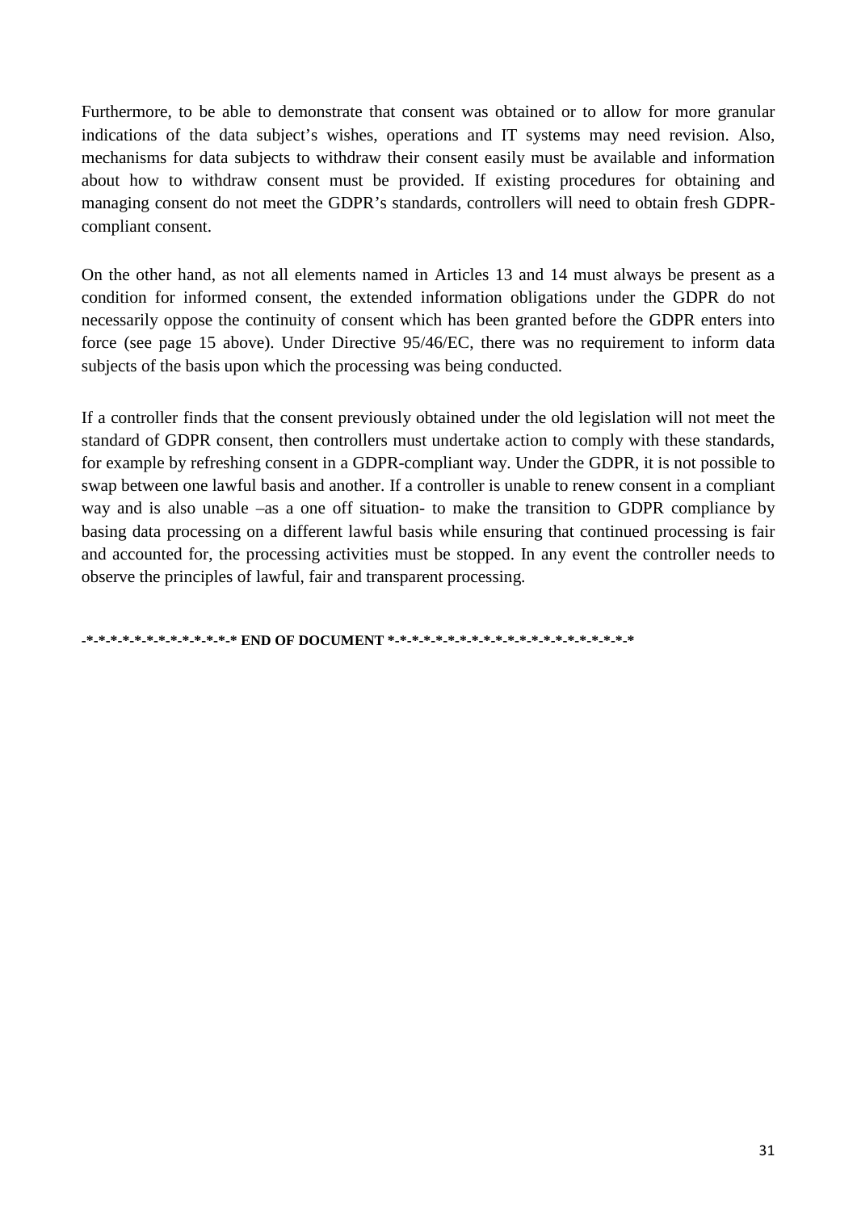Furthermore, to be able to demonstrate that consent was obtained or to allow for more granular indications of the data subject's wishes, operations and IT systems may need revision. Also, mechanisms for data subjects to withdraw their consent easily must be available and information about how to withdraw consent must be provided. If existing procedures for obtaining and managing consent do not meet the GDPR's standards, controllers will need to obtain fresh GDPR-compliant consent.

On the other hand, as not all elements named in Articles 13 and 14 must always be present as a condition for informed consent, the extended information obligations under the GDPR do not necessarily oppose the continuity of consent which has been granted before the GDPR enters into force (see page 15 above). Under Directive 95/46/EC, there was no requirement to inform data subjects of the basis upon which the processing was being conducted.

If a controller finds that the consent previously obtained under the old legislation will not meet the standard of GDPR consent, then controllers must undertake action to comply with these standards, for example by refreshing consent in a GDPR-compliant way. Under the GDPR, it is not possible to swap between one lawful basis and another. If a controller is unable to renew consent in a compliant way and is also unable –as a one off situation- to make the transition to GDPR compliance by basing data processing on a different lawful basis while ensuring that continued processing is fair and accounted for, the processing activities must be stopped. In any event the controller needs to observe the principles of lawful, fair and transparent processing.

**-*-*-*-*-*-*-*-*-*-*-*-*-* END OF DOCUMENT *-*-*-*-*-*-*-*-*-*-*-*-*-*-*-*-*-*-*-*-*-***